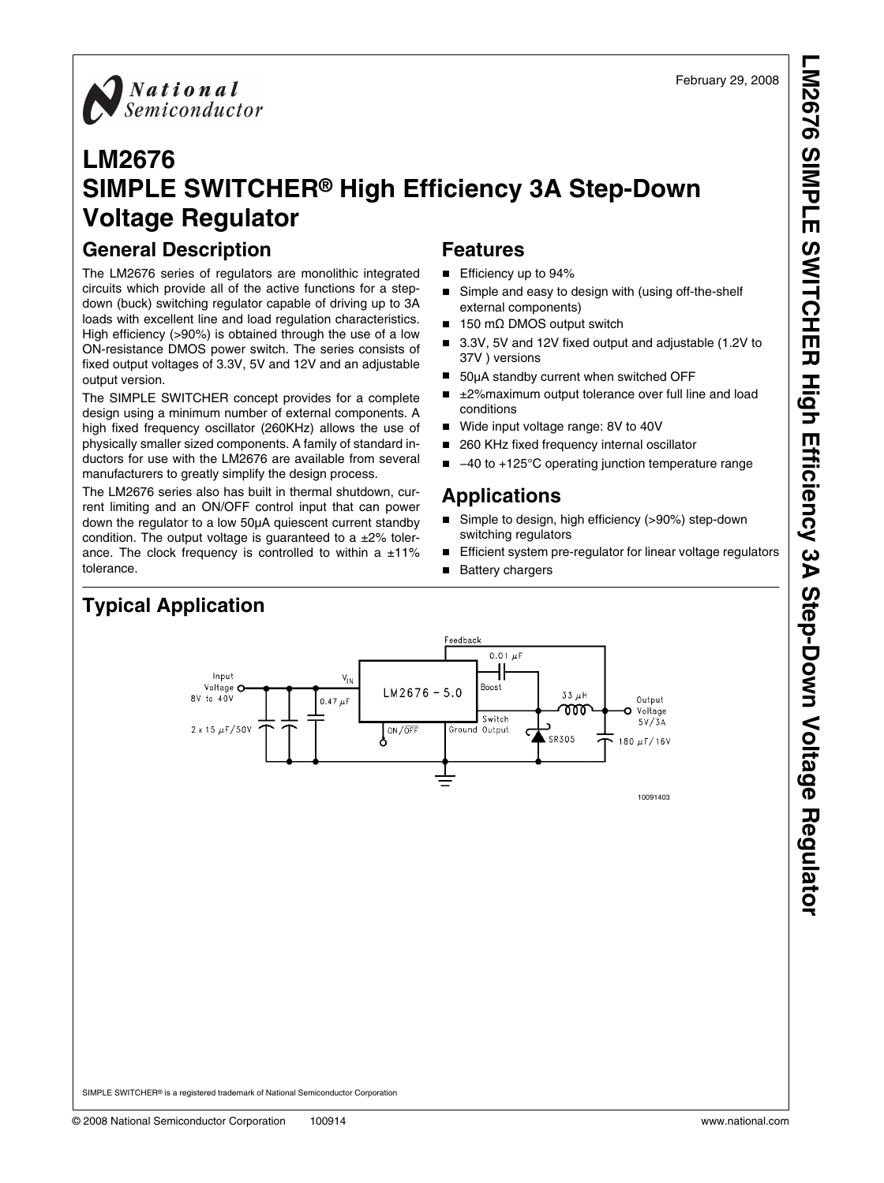February 29, 2008

National Semiconductor

# LM2676 SIMPLE SWITCHER® High Efficiency 3A Step-Down Voltage Regulator

## General Description

The LM2676 series of regulators are monolithic integrated circuits which provide all of the active functions for a step-down (buck) switching regulator capable of driving up to 3A loads with excellent line and load regulation characteristics. High efficiency (>90%) is obtained through the use of a low ON-resistance DMOS power switch. The series consists of fixed output voltages of 3.3V, 5V and 12V and an adjustable output version.

The SIMPLE SWITCHER concept provides for a complete design using a minimum number of external components. A high fixed frequency oscillator (260KHz) allows the use of physically smaller sized components. A family of standard inductors for use with the LM2676 are available from several manufacturers to greatly simplify the design process.

The LM2676 series also has built in thermal shutdown, current limiting and an ON/OFF control input that can power down the regulator to a low 50µA quiescent current standby condition. The output voltage is guaranteed to a ±2% tolerance. The clock frequency is controlled to within a ±11% tolerance.

## Features

- Efficiency up to 94%
- Simple and easy to design with (using off-the-shelf external components)
- 150 mΩ DMOS output switch
- 3.3V, 5V and 12V fixed output and adjustable (1.2V to 37V ) versions
- 50µA standby current when switched OFF
- ±2%maximum output tolerance over full line and load conditions
- Wide input voltage range: 8V to 40V
- 260 KHz fixed frequency internal oscillator
- −40 to +125°C operating junction temperature range

## Applications

- Simple to design, high efficiency (>90%) step-down switching regulators
- Efficient system pre-regulator for linear voltage regulators
- Battery chargers

## Typical Application

Input Voltage 8V to 40V, 2 x 15 µF/50V, 0.47 µF, $V_{IN}$, LM2676 − 5.0, ON/$\overline{OFF}$, Ground, Feedback, Boost, 0.01 µF, Switch Output, 33 µH, SR305, 180 µF/16V, Output Voltage 5V/3A

10091403

SIMPLE SWITCHER® is a registered trademark of National Semiconductor Corporation

© 2008 National Semiconductor Corporation 100914 www.national.com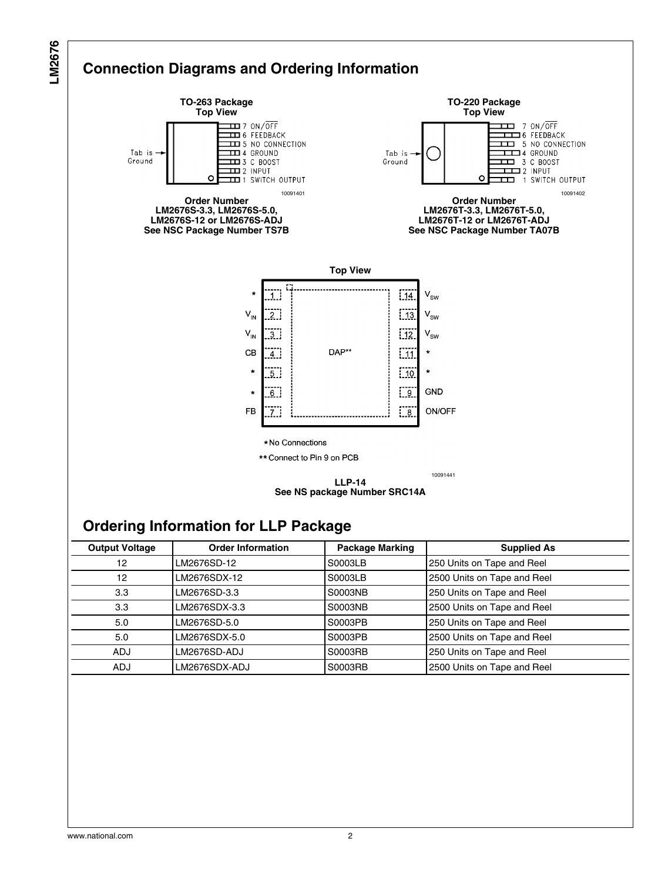## Connection Diagrams and Ordering Information

**TO-263 Package**
**Top View**

Tab is Ground

7 ON/$\overline{OFF}$
6 FEEDBACK
5 NO CONNECTION
4 GROUND
3 C BOOST
2 INPUT
1 SWITCH OUTPUT

10091401

**Order Number**
**LM2676S-3.3, LM2676S-5.0,**
**LM2676S-12 or LM2676S-ADJ**
**See NSC Package Number TS7B**

**TO-220 Package**
**Top View**

Tab is Ground

7 ON/$\overline{OFF}$
6 FEEDBACK
5 NO CONNECTION
4 GROUND
3 C BOOST
2 INPUT
1 SWITCH OUTPUT

10091402

**Order Number**
**LM2676T-3.3, LM2676T-5.0,**
**LM2676T-12 or LM2676T-ADJ**
**See NSC Package Number TA07B**

**Top View**

| Pin | Name | Pin | Name |
|---|---|---|---|
| 1 | * | 14 | $V_{SW}$ |
| 2 | $V_{IN}$ | 13 | $V_{SW}$ |
| 3 | $V_{IN}$ | 12 | $V_{SW}$ |
| 4 | CB | 11 | * |
| 5 | * | 10 | * |
| 6 | * | 9 | GND |
| 7 | FB | 8 | ON/OFF |

DAP**

*No Connections

**Connect to Pin 9 on PCB

10091441

**LLP-14**
**See NS package Number SRC14A**

## Ordering Information for LLP Package

| Output Voltage | Order Information | Package Marking | Supplied As |
|---|---|---|---|
| 12 | LM2676SD-12 | S0003LB | 250 Units on Tape and Reel |
| 12 | LM2676SDX-12 | S0003LB | 2500 Units on Tape and Reel |
| 3.3 | LM2676SD-3.3 | S0003NB | 250 Units on Tape and Reel |
| 3.3 | LM2676SDX-3.3 | S0003NB | 2500 Units on Tape and Reel |
| 5.0 | LM2676SD-5.0 | S0003PB | 250 Units on Tape and Reel |
| 5.0 | LM2676SDX-5.0 | S0003PB | 2500 Units on Tape and Reel |
| ADJ | LM2676SD-ADJ | S0003RB | 250 Units on Tape and Reel |
| ADJ | LM2676SDX-ADJ | S0003RB | 2500 Units on Tape and Reel |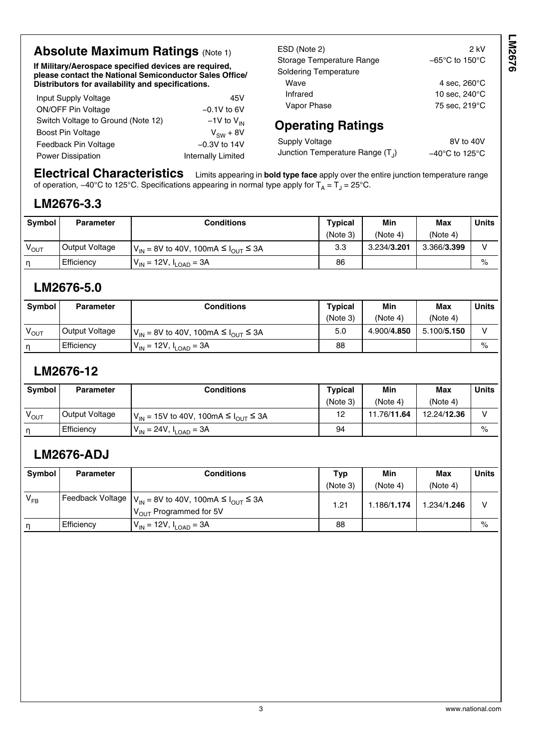## Absolute Maximum Ratings (Note 1)

**If Military/Aerospace specified devices are required, please contact the National Semiconductor Sales Office/ Distributors for availability and specifications.**

| | |
|---|---|
| Input Supply Voltage | 45V |
| ON/OFF Pin Voltage | −0.1V to 6V |
| Switch Voltage to Ground (Note 12) | −1V to $V_{IN}$ |
| Boost Pin Voltage | $V_{SW}$ + 8V |
| Feedback Pin Voltage | −0.3V to 14V |
| Power Dissipation | Internally Limited |
| ESD (Note 2) | 2 kV |
| Storage Temperature Range | −65°C to 150°C |
| Soldering Temperature | |
| Wave | 4 sec, 260°C |
| Infrared | 10 sec, 240°C |
| Vapor Phase | 75 sec, 219°C |

## Operating Ratings

| | |
|---|---|
| Supply Voltage | 8V to 40V |
| Junction Temperature Range ($T_J$) | −40°C to 125°C |

## Electrical Characteristics

Limits appearing in **bold type face** apply over the entire junction temperature range of operation, −40°C to 125°C. Specifications appearing in normal type apply for $T_A = T_J = 25°C$.

### LM2676-3.3

| Symbol | Parameter | Conditions | Typical (Note 3) | Min (Note 4) | Max (Note 4) | Units |
|---|---|---|---|---|---|---|
| $V_{OUT}$ | Output Voltage | $V_{IN}$ = 8V to 40V, 100mA ≤ $I_{OUT}$ ≤ 3A | 3.3 | 3.234/**3.201** | 3.366/**3.399** | V |
| η | Efficiency | $V_{IN}$ = 12V, $I_{LOAD}$ = 3A | 86 | | | % |

### LM2676-5.0

| Symbol | Parameter | Conditions | Typical (Note 3) | Min (Note 4) | Max (Note 4) | Units |
|---|---|---|---|---|---|---|
| $V_{OUT}$ | Output Voltage | $V_{IN}$ = 8V to 40V, 100mA ≤ $I_{OUT}$ ≤ 3A | 5.0 | 4.900/**4.850** | 5.100/**5.150** | V |
| η | Efficiency | $V_{IN}$ = 12V, $I_{LOAD}$ = 3A | 88 | | | % |

### LM2676-12

| Symbol | Parameter | Conditions | Typical (Note 3) | Min (Note 4) | Max (Note 4) | Units |
|---|---|---|---|---|---|---|
| $V_{OUT}$ | Output Voltage | $V_{IN}$ = 15V to 40V, 100mA ≤ $I_{OUT}$ ≤ 3A | 12 | 11.76/**11.64** | 12.24/**12.36** | V |
| η | Efficiency | $V_{IN}$ = 24V, $I_{LOAD}$ = 3A | 94 | | | % |

### LM2676-ADJ

| Symbol | Parameter | Conditions | Typ (Note 3) | Min (Note 4) | Max (Note 4) | Units |
|---|---|---|---|---|---|---|
| $V_{FB}$ | Feedback Voltage | $V_{IN}$ = 8V to 40V, 100mA ≤ $I_{OUT}$ ≤ 3A $V_{OUT}$ Programmed for 5V | 1.21 | 1.186/**1.174** | 1.234/**1.246** | V |
| η | Efficiency | $V_{IN}$ = 12V, $I_{LOAD}$ = 3A | 88 | | | % |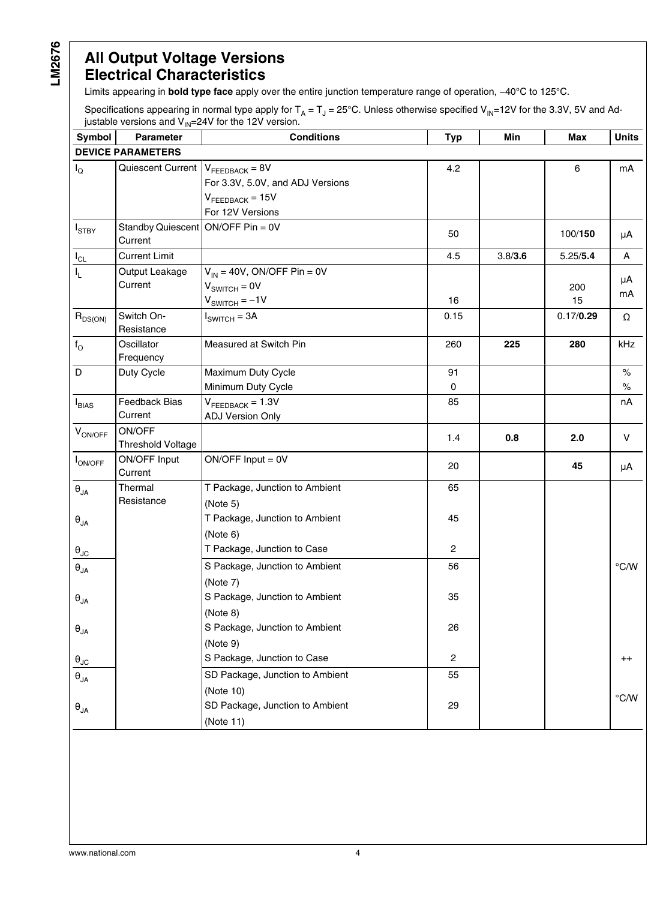## All Output Voltage Versions Electrical Characteristics

Limits appearing in **bold type face** apply over the entire junction temperature range of operation, −40°C to 125°C.

Specifications appearing in normal type apply for $T_A = T_J = 25°C$. Unless otherwise specified $V_{IN}$=12V for the 3.3V, 5V and Adjustable versions and $V_{IN}$=24V for the 12V version.

| Symbol | Parameter | Conditions | Typ | Min | Max | Units |
|---|---|---|---|---|---|---|
| **DEVICE PARAMETERS** | | | | | | |
| $I_Q$ | Quiescent Current | $V_{FEEDBACK}$ = 8V<br>For 3.3V, 5.0V, and ADJ Versions<br>$V_{FEEDBACK}$ = 15V<br>For 12V Versions | 4.2 | | 6 | mA |
| $I_{STBY}$ | Standby Quiescent Current | ON/OFF Pin = 0V | 50 | | 100/**150** | μA |
| $I_{CL}$ | Current Limit | | 4.5 | 3.8/**3.6** | 5.25/**5.4** | A |
| $I_L$ | Output Leakage Current | $V_{IN}$ = 40V, ON/OFF Pin = 0V<br>$V_{SWITCH}$ = 0V<br>$V_{SWITCH}$ = −1V | <br><br>16 | | <br>200<br>15 | <br>μA<br>mA |
| $R_{DS(ON)}$ | Switch On-Resistance | $I_{SWITCH}$ = 3A | 0.15 | | 0.17/**0.29** | Ω |
| $f_O$ | Oscillator Frequency | Measured at Switch Pin | 260 | **225** | **280** | kHz |
| D | Duty Cycle | Maximum Duty Cycle<br>Minimum Duty Cycle | 91<br>0 | | | %<br>% |
| $I_{BIAS}$ | Feedback Bias Current | $V_{FEEDBACK}$ = 1.3V<br>ADJ Version Only | 85 | | | nA |
| $V_{ON/OFF}$ | ON/OFF Threshold Voltage | | 1.4 | **0.8** | **2.0** | V |
| $I_{ON/OFF}$ | ON/OFF Input Current | ON/OFF Input = 0V | 20 | | **45** | μA |
| $\theta_{JA}$ | Thermal Resistance | T Package, Junction to Ambient (Note 5) | 65 | | | |
| $\theta_{JA}$ | | T Package, Junction to Ambient (Note 6) | 45 | | | |
| $\theta_{JC}$ | | T Package, Junction to Case | 2 | | | |
| $\theta_{JA}$ | | S Package, Junction to Ambient (Note 7) | 56 | | | °C/W |
| $\theta_{JA}$ | | S Package, Junction to Ambient (Note 8) | 35 | | | |
| $\theta_{JA}$ | | S Package, Junction to Ambient (Note 9) | 26 | | | |
| $\theta_{JC}$ | | S Package, Junction to Case | 2 | | | ++ |
| $\theta_{JA}$ | | SD Package, Junction to Ambient (Note 10) | 55 | | | °C/W |
| $\theta_{JA}$ | | SD Package, Junction to Ambient (Note 11) | 29 | | | |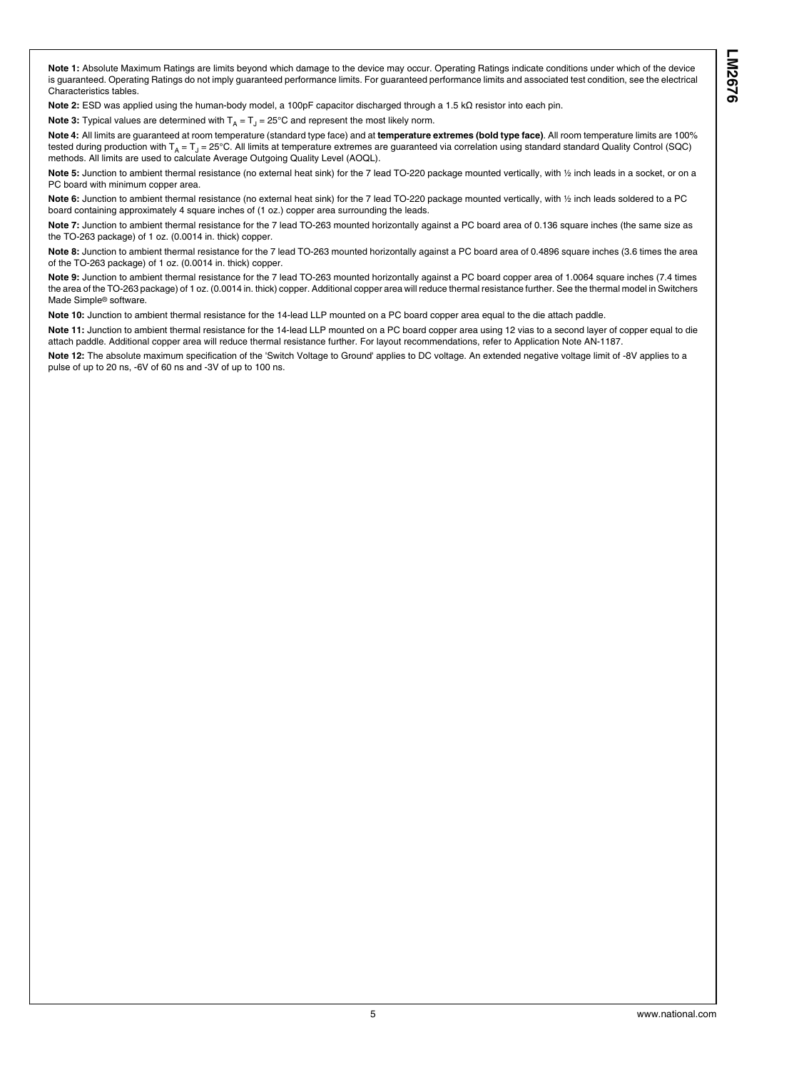**Note 1:** Absolute Maximum Ratings are limits beyond which damage to the device may occur. Operating Ratings indicate conditions under which of the device is guaranteed. Operating Ratings do not imply guaranteed performance limits. For guaranteed performance limits and associated test condition, see the electrical Characteristics tables.

**Note 2:** ESD was applied using the human-body model, a 100pF capacitor discharged through a 1.5 kΩ resistor into each pin.

**Note 3:** Typical values are determined with $T_A = T_J = 25°C$ and represent the most likely norm.

**Note 4:** All limits are guaranteed at room temperature (standard type face) and at **temperature extremes (bold type face)**. All room temperature limits are 100% tested during production with $T_A = T_J = 25°C$. All limits at temperature extremes are guaranteed via correlation using standard standard Quality Control (SQC) methods. All limits are used to calculate Average Outgoing Quality Level (AOQL).

**Note 5:** Junction to ambient thermal resistance (no external heat sink) for the 7 lead TO-220 package mounted vertically, with ½ inch leads in a socket, or on a PC board with minimum copper area.

**Note 6:** Junction to ambient thermal resistance (no external heat sink) for the 7 lead TO-220 package mounted vertically, with ½ inch leads soldered to a PC board containing approximately 4 square inches of (1 oz.) copper area surrounding the leads.

**Note 7:** Junction to ambient thermal resistance for the 7 lead TO-263 mounted horizontally against a PC board area of 0.136 square inches (the same size as the TO-263 package) of 1 oz. (0.0014 in. thick) copper.

**Note 8:** Junction to ambient thermal resistance for the 7 lead TO-263 mounted horizontally against a PC board area of 0.4896 square inches (3.6 times the area of the TO-263 package) of 1 oz. (0.0014 in. thick) copper.

**Note 9:** Junction to ambient thermal resistance for the 7 lead TO-263 mounted horizontally against a PC board copper area of 1.0064 square inches (7.4 times the area of the TO-263 package) of 1 oz. (0.0014 in. thick) copper. Additional copper area will reduce thermal resistance further. See the thermal model in Switchers Made Simple® software.

**Note 10:** Junction to ambient thermal resistance for the 14-lead LLP mounted on a PC board copper area equal to the die attach paddle.

**Note 11:** Junction to ambient thermal resistance for the 14-lead LLP mounted on a PC board copper area using 12 vias to a second layer of copper equal to die attach paddle. Additional copper area will reduce thermal resistance further. For layout recommendations, refer to Application Note AN-1187.

**Note 12:** The absolute maximum specification of the 'Switch Voltage to Ground' applies to DC voltage. An extended negative voltage limit of -8V applies to a pulse of up to 20 ns, -6V of 60 ns and -3V of up to 100 ns.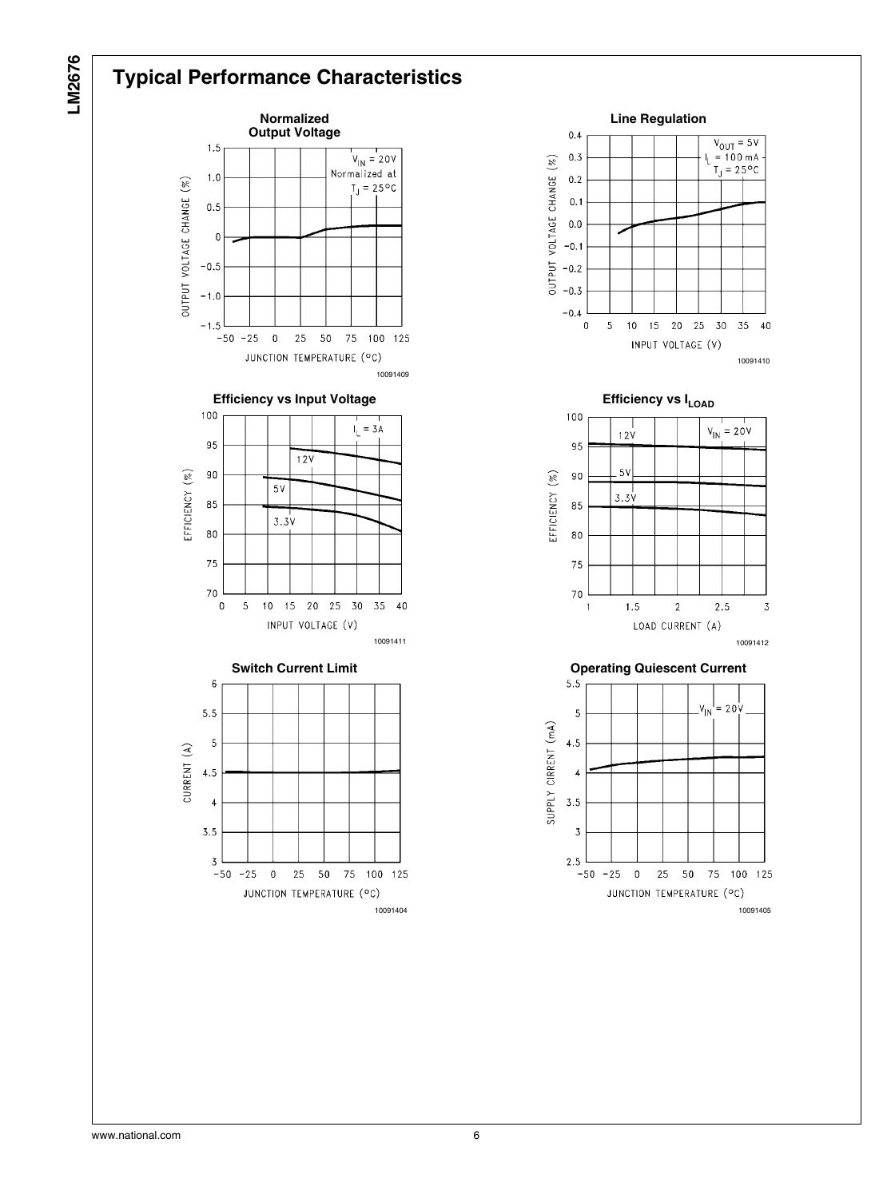## Typical Performance Characteristics

**Normalized Output Voltage**

$V_{IN}$ = 20V
Normalized at
$T_J$ = 25°C

OUTPUT VOLTAGE CHANGE (%)

JUNCTION TEMPERATURE (°C)

10091409

**Line Regulation**

$V_{OUT}$ = 5V
$I_L$ = 100 mA
$T_J$ = 25°C

OUTPUT VOLTAGE CHANGE (%)

INPUT VOLTAGE (V)

10091410

**Efficiency vs Input Voltage**

$I_L$ = 3A

12V
5V
3.3V

EFFICIENCY (%)

INPUT VOLTAGE (V)

10091411

**Efficiency vs $I_{LOAD}$**

$V_{IN}$ = 20V

12V
5V
3.3V

EFFICIENCY (%)

LOAD CURRENT (A)

10091412

**Switch Current Limit**

CURRENT (A)

JUNCTION TEMPERATURE (°C)

10091404

**Operating Quiescent Current**

$V_{IN}$ = 20V

SUPPLY CIRRENT (mA)

JUNCTION TEMPERATURE (°C)

10091405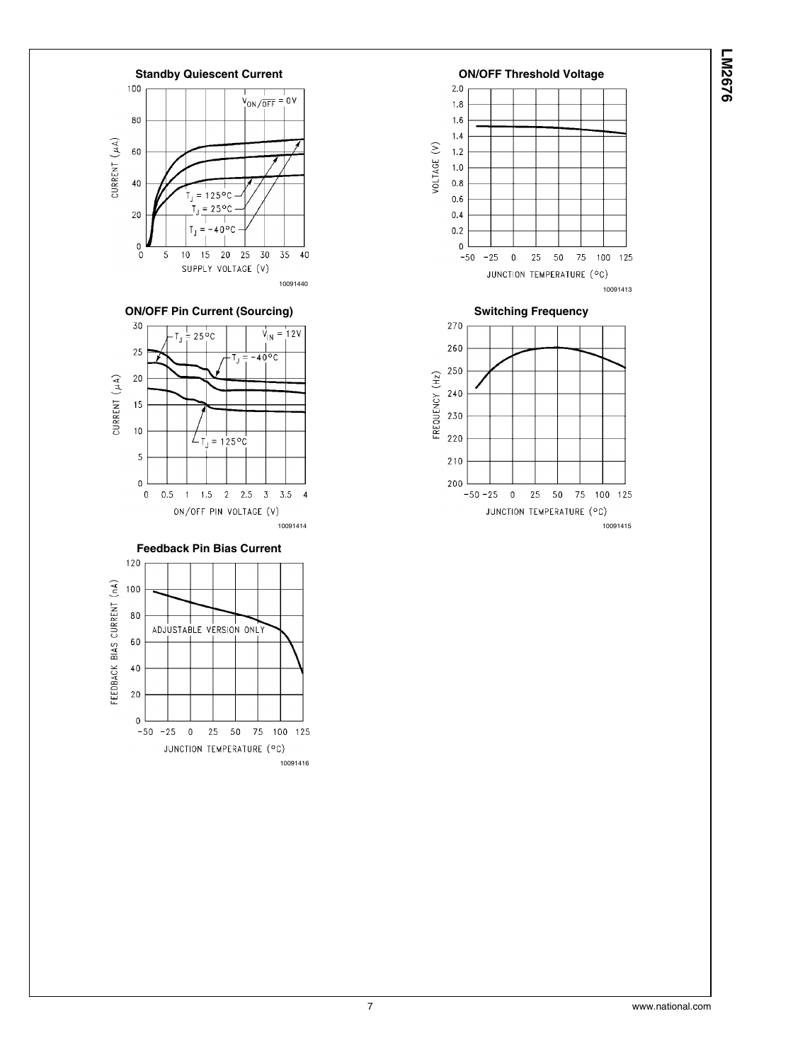**Standby Quiescent Current**

$V_{ON/\overline{OFF}}$ = 0V

$T_J$ = 125°C

$T_J$ = 25°C

$T_J$ = −40°C

CURRENT (μA)

SUPPLY VOLTAGE (V)

10091440

**ON/OFF Threshold Voltage**

VOLTAGE (V)

JUNCTION TEMPERATURE (°C)

10091413

**ON/OFF Pin Current (Sourcing)**

$T_J$ = 25°C

$V_{IN}$ = 12V

$T_J$ = −40°C

$T_J$ = 125°C

CURRENT (μA)

ON/OFF PIN VOLTAGE (V)

10091414

**Switching Frequency**

FREQUENCY (Hz)

JUNCTION TEMPERATURE (°C)

10091415

**Feedback Pin Bias Current**

ADJUSTABLE VERSION ONLY

FEEDBACK BIAS CURRENT (nA)

JUNCTION TEMPERATURE (°C)

10091416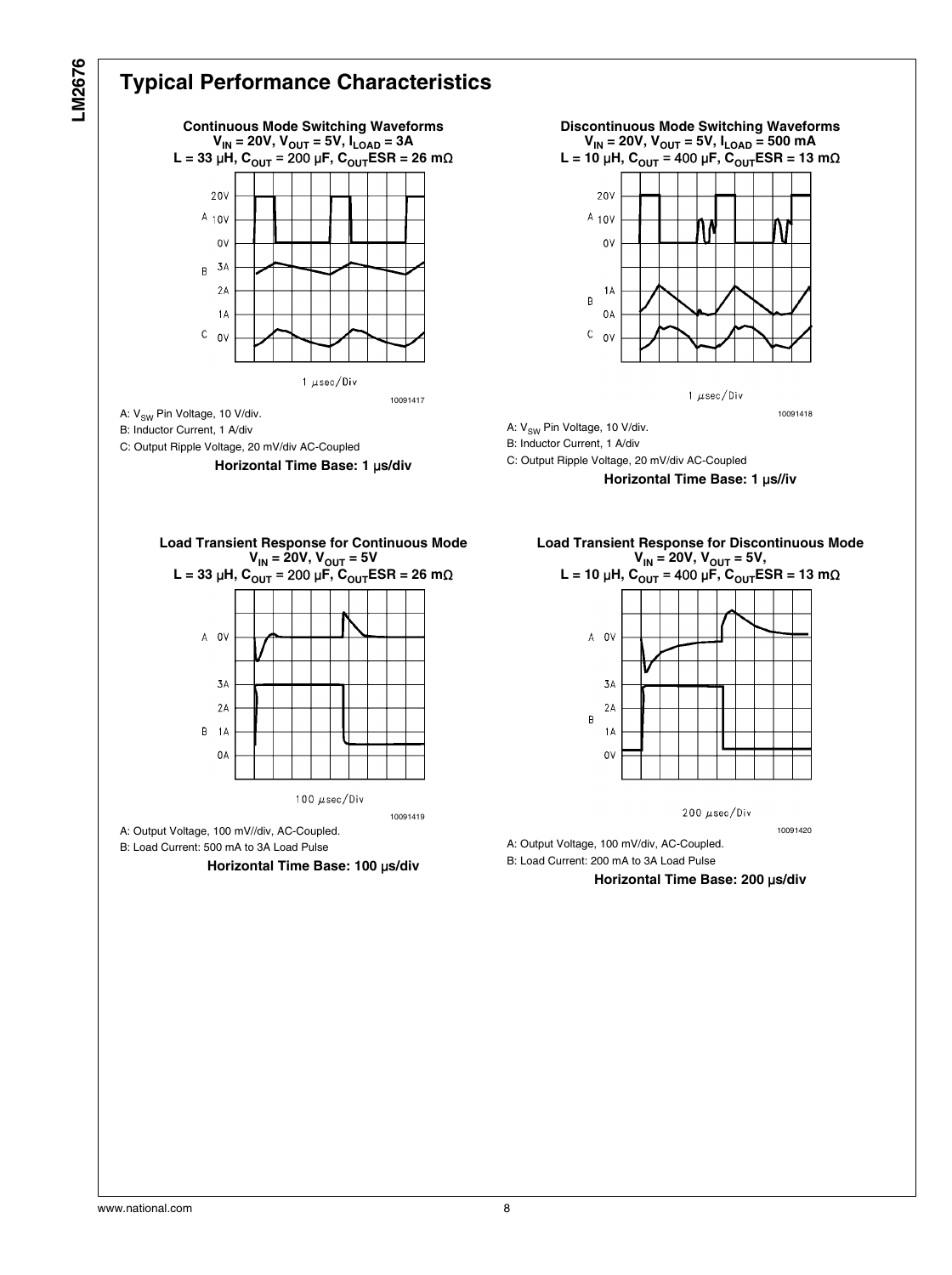## Typical Performance Characteristics

**Continuous Mode Switching Waveforms**
**$V_{IN}$ = 20V, $V_{OUT}$ = 5V, $I_{LOAD}$ = 3A**
**L = 33 µH, $C_{OUT}$ = 200 µF, $C_{OUT}$ESR = 26 mΩ**

10091417

A: $V_{SW}$ Pin Voltage, 10 V/div.
B: Inductor Current, 1 A/div
C: Output Ripple Voltage, 20 mV/div AC-Coupled

**Horizontal Time Base: 1 µs/div**

**Discontinuous Mode Switching Waveforms**
**$V_{IN}$ = 20V, $V_{OUT}$ = 5V, $I_{LOAD}$ = 500 mA**
**L = 10 µH, $C_{OUT}$ = 400 µF, $C_{OUT}$ESR = 13 mΩ**

10091418

A: $V_{SW}$ Pin Voltage, 10 V/div.
B: Inductor Current, 1 A/div
C: Output Ripple Voltage, 20 mV/div AC-Coupled

**Horizontal Time Base: 1 µs//iv**

**Load Transient Response for Continuous Mode**
**$V_{IN}$ = 20V, $V_{OUT}$ = 5V**
**L = 33 µH, $C_{OUT}$ = 200 µF, $C_{OUT}$ESR = 26 mΩ**

10091419

A: Output Voltage, 100 mV//div, AC-Coupled.
B: Load Current: 500 mA to 3A Load Pulse

**Horizontal Time Base: 100 µs/div**

**Load Transient Response for Discontinuous Mode**
**$V_{IN}$ = 20V, $V_{OUT}$ = 5V,**
**L = 10 µH, $C_{OUT}$ = 400 µF, $C_{OUT}$ESR = 13 mΩ**

10091420

A: Output Voltage, 100 mV/div, AC-Coupled.
B: Load Current: 200 mA to 3A Load Pulse

**Horizontal Time Base: 200 µs/div**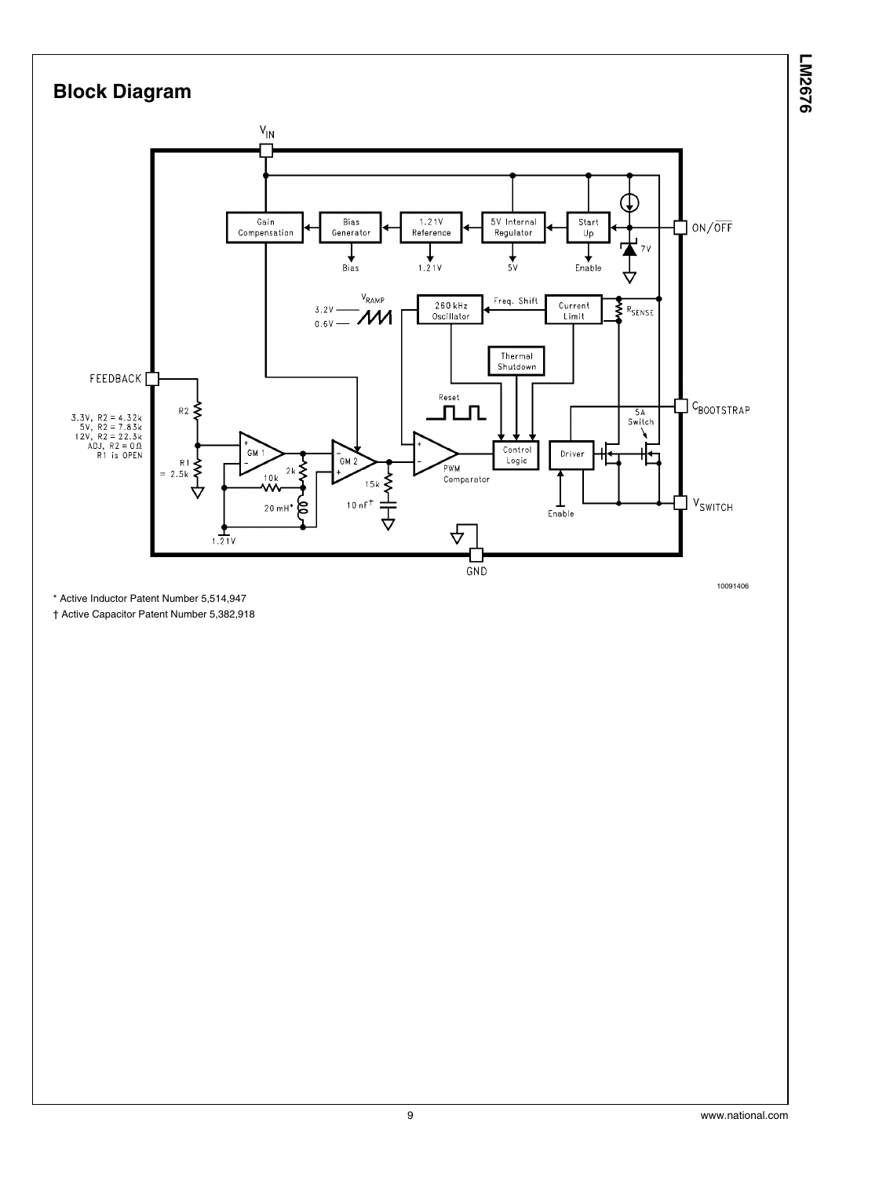## Block Diagram

10091406

\* Active Inductor Patent Number 5,514,947

† Active Capacitor Patent Number 5,382,918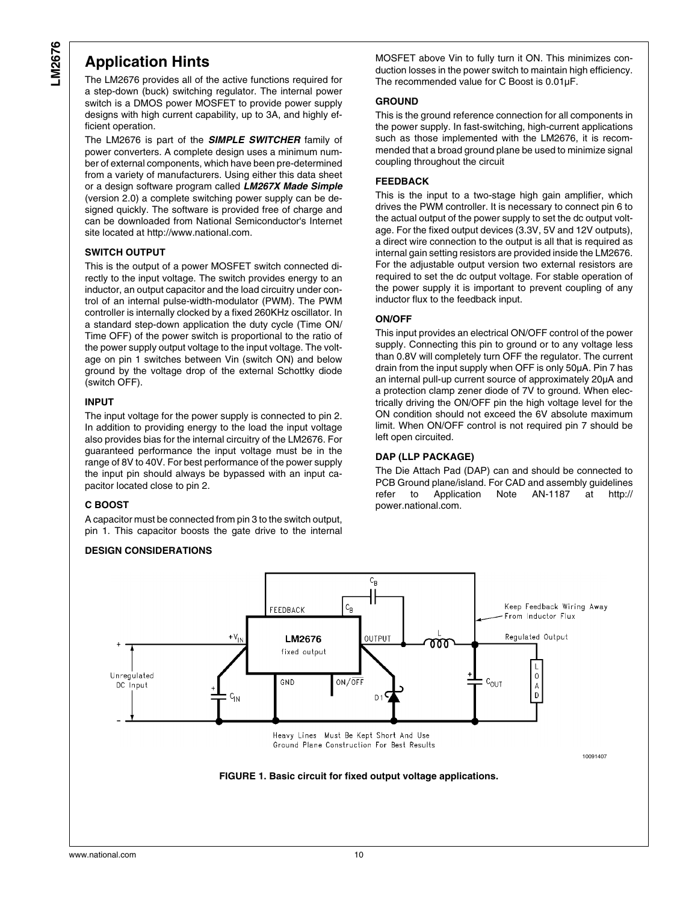## Application Hints

The LM2676 provides all of the active functions required for a step-down (buck) switching regulator. The internal power switch is a DMOS power MOSFET to provide power supply designs with high current capability, up to 3A, and highly efficient operation.

The LM2676 is part of the ***SIMPLE SWITCHER*** family of power converters. A complete design uses a minimum number of external components, which have been pre-determined from a variety of manufacturers. Using either this data sheet or a design software program called ***LM267X Made Simple*** (version 2.0) a complete switching power supply can be designed quickly. The software is provided free of charge and can be downloaded from National Semiconductor's Internet site located at http://www.national.com.

### SWITCH OUTPUT

This is the output of a power MOSFET switch connected directly to the input voltage. The switch provides energy to an inductor, an output capacitor and the load circuitry under control of an internal pulse-width-modulator (PWM). The PWM controller is internally clocked by a fixed 260KHz oscillator. In a standard step-down application the duty cycle (Time ON/Time OFF) of the power switch is proportional to the ratio of the power supply output voltage to the input voltage. The voltage on pin 1 switches between Vin (switch ON) and below ground by the voltage drop of the external Schottky diode (switch OFF).

### INPUT

The input voltage for the power supply is connected to pin 2. In addition to providing energy to the load the input voltage also provides bias for the internal circuitry of the LM2676. For guaranteed performance the input voltage must be in the range of 8V to 40V. For best performance of the power supply the input pin should always be bypassed with an input capacitor located close to pin 2.

### C BOOST

A capacitor must be connected from pin 3 to the switch output, pin 1. This capacitor boosts the gate drive to the internal MOSFET above Vin to fully turn it ON. This minimizes conduction losses in the power switch to maintain high efficiency. The recommended value for C Boost is 0.01µF.

### GROUND

This is the ground reference connection for all components in the power supply. In fast-switching, high-current applications such as those implemented with the LM2676, it is recommended that a broad ground plane be used to minimize signal coupling throughout the circuit

### FEEDBACK

This is the input to a two-stage high gain amplifier, which drives the PWM controller. It is necessary to connect pin 6 to the actual output of the power supply to set the dc output voltage. For the fixed output devices (3.3V, 5V and 12V outputs), a direct wire connection to the output is all that is required as internal gain setting resistors are provided inside the LM2676. For the adjustable output version two external resistors are required to set the dc output voltage. For stable operation of the power supply it is important to prevent coupling of any inductor flux to the feedback input.

### ON/OFF

This input provides an electrical ON/OFF control of the power supply. Connecting this pin to ground or to any voltage less than 0.8V will completely turn OFF the regulator. The current drain from the input supply when OFF is only 50µA. Pin 7 has an internal pull-up current source of approximately 20µA and a protection clamp zener diode of 7V to ground. When electrically driving the ON/OFF pin the high voltage level for the ON condition should not exceed the 6V absolute maximum limit. When ON/OFF control is not required pin 7 should be left open circuited.

### DAP (LLP PACKAGE)

The Die Attach Pad (DAP) can and should be connected to PCB Ground plane/island. For CAD and assembly guidelines refer to Application Note AN-1187 at http://power.national.com.

### DESIGN CONSIDERATIONS

**FIGURE 1. Basic circuit for fixed output voltage applications.**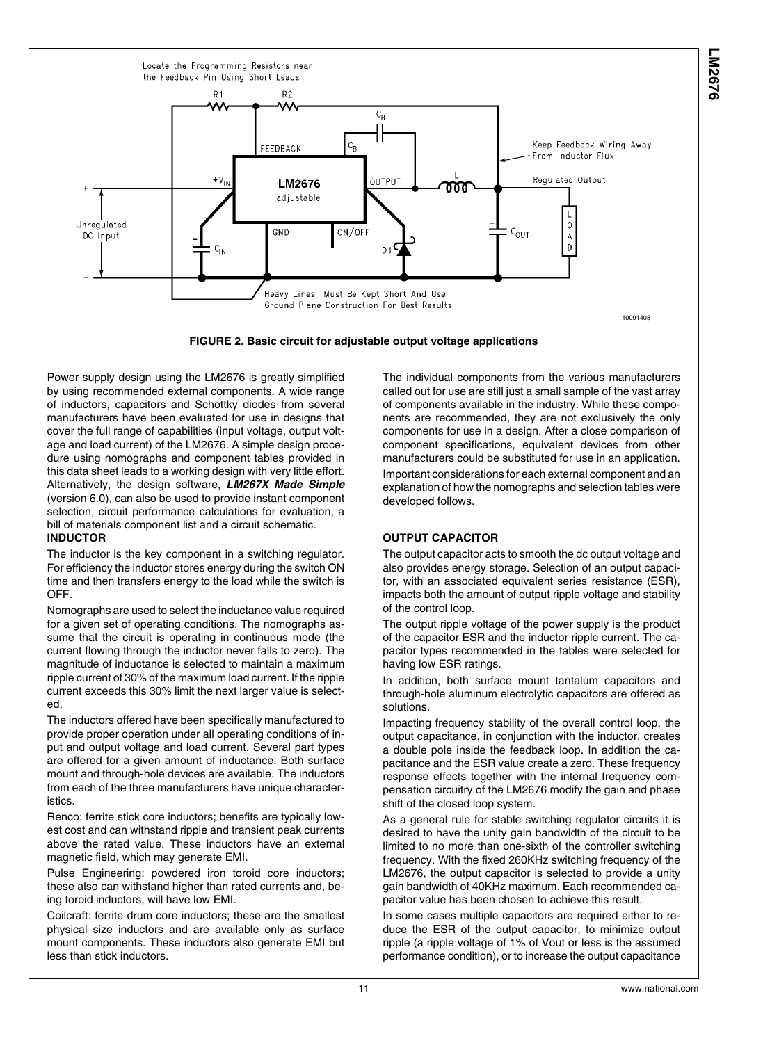FIGURE 2. Basic circuit for adjustable output voltage applications

Power supply design using the LM2676 is greatly simplified by using recommended external components. A wide range of inductors, capacitors and Schottky diodes from several manufacturers have been evaluated for use in designs that cover the full range of capabilities (input voltage, output voltage and load current) of the LM2676. A simple design procedure using nomographs and component tables provided in this data sheet leads to a working design with very little effort. Alternatively, the design software, ***LM267X Made Simple*** (version 6.0), can also be used to provide instant component selection, circuit performance calculations for evaluation, a bill of materials component list and a circuit schematic.

**INDUCTOR**

The inductor is the key component in a switching regulator. For efficiency the inductor stores energy during the switch ON time and then transfers energy to the load while the switch is OFF.

Nomographs are used to select the inductance value required for a given set of operating conditions. The nomographs assume that the circuit is operating in continuous mode (the current flowing through the inductor never falls to zero). The magnitude of inductance is selected to maintain a maximum ripple current of 30% of the maximum load current. If the ripple current exceeds this 30% limit the next larger value is selected.

The inductors offered have been specifically manufactured to provide proper operation under all operating conditions of input and output voltage and load current. Several part types are offered for a given amount of inductance. Both surface mount and through-hole devices are available. The inductors from each of the three manufacturers have unique characteristics.

Renco: ferrite stick core inductors; benefits are typically lowest cost and can withstand ripple and transient peak currents above the rated value. These inductors have an external magnetic field, which may generate EMI.

Pulse Engineering: powdered iron toroid core inductors; these also can withstand higher than rated currents and, being toroid inductors, will have low EMI.

Coilcraft: ferrite drum core inductors; these are the smallest physical size inductors and are available only as surface mount components. These inductors also generate EMI but less than stick inductors.

The individual components from the various manufacturers called out for use are still just a small sample of the vast array of components available in the industry. While these components are recommended, they are not exclusively the only components for use in a design. After a close comparison of component specifications, equivalent devices from other manufacturers could be substituted for use in an application.

Important considerations for each external component and an explanation of how the nomographs and selection tables were developed follows.

**OUTPUT CAPACITOR**

The output capacitor acts to smooth the dc output voltage and also provides energy storage. Selection of an output capacitor, with an associated equivalent series resistance (ESR), impacts both the amount of output ripple voltage and stability of the control loop.

The output ripple voltage of the power supply is the product of the capacitor ESR and the inductor ripple current. The capacitor types recommended in the tables were selected for having low ESR ratings.

In addition, both surface mount tantalum capacitors and through-hole aluminum electrolytic capacitors are offered as solutions.

Impacting frequency stability of the overall control loop, the output capacitance, in conjunction with the inductor, creates a double pole inside the feedback loop. In addition the capacitance and the ESR value create a zero. These frequency response effects together with the internal frequency compensation circuitry of the LM2676 modify the gain and phase shift of the closed loop system.

As a general rule for stable switching regulator circuits it is desired to have the unity gain bandwidth of the circuit to be limited to no more than one-sixth of the controller switching frequency. With the fixed 260KHz switching frequency of the LM2676, the output capacitor is selected to provide a unity gain bandwidth of 40KHz maximum. Each recommended capacitor value has been chosen to achieve this result.

In some cases multiple capacitors are required either to reduce the ESR of the output capacitor, to minimize output ripple (a ripple voltage of 1% of Vout or less is the assumed performance condition), or to increase the output capacitance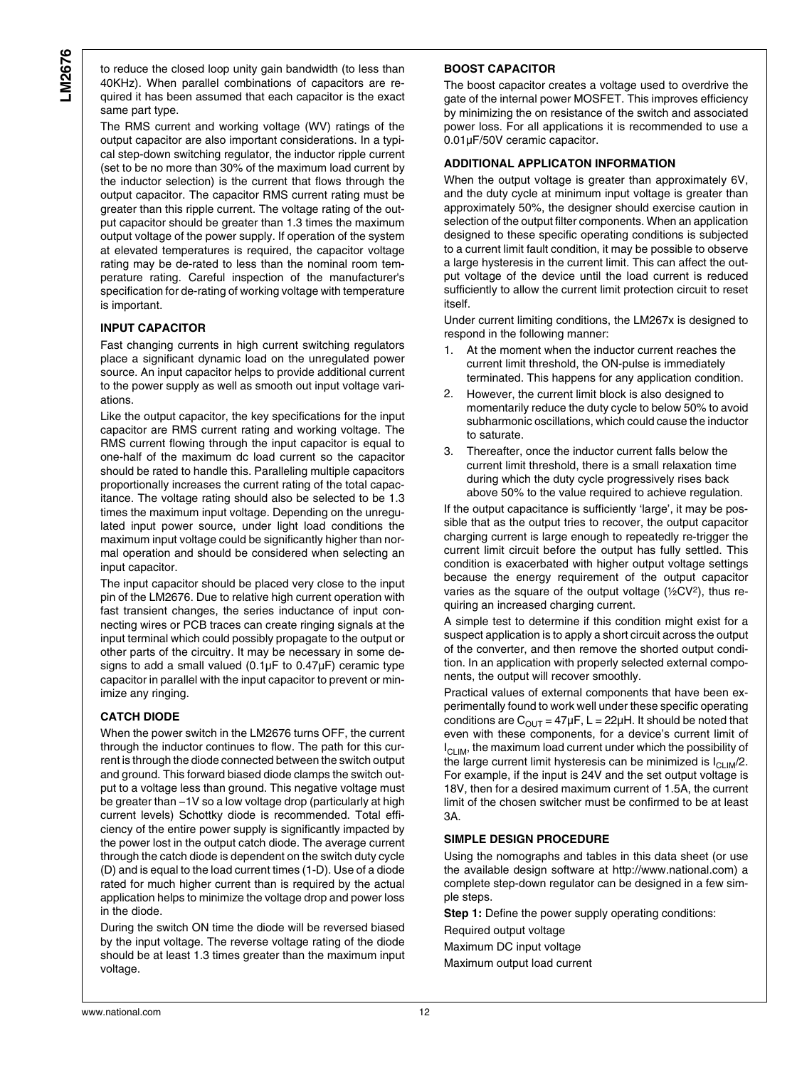to reduce the closed loop unity gain bandwidth (to less than 40KHz). When parallel combinations of capacitors are required it has been assumed that each capacitor is the exact same part type.

The RMS current and working voltage (WV) ratings of the output capacitor are also important considerations. In a typical step-down switching regulator, the inductor ripple current (set to be no more than 30% of the maximum load current by the inductor selection) is the current that flows through the output capacitor. The capacitor RMS current rating must be greater than this ripple current. The voltage rating of the output capacitor should be greater than 1.3 times the maximum output voltage of the power supply. If operation of the system at elevated temperatures is required, the capacitor voltage rating may be de-rated to less than the nominal room temperature rating. Careful inspection of the manufacturer's specification for de-rating of working voltage with temperature is important.

### INPUT CAPACITOR

Fast changing currents in high current switching regulators place a significant dynamic load on the unregulated power source. An input capacitor helps to provide additional current to the power supply as well as smooth out input voltage variations.

Like the output capacitor, the key specifications for the input capacitor are RMS current rating and working voltage. The RMS current flowing through the input capacitor is equal to one-half of the maximum dc load current so the capacitor should be rated to handle this. Paralleling multiple capacitors proportionally increases the current rating of the total capacitance. The voltage rating should also be selected to be 1.3 times the maximum input voltage. Depending on the unregulated input power source, under light load conditions the maximum input voltage could be significantly higher than normal operation and should be considered when selecting an input capacitor.

The input capacitor should be placed very close to the input pin of the LM2676. Due to relative high current operation with fast transient changes, the series inductance of input connecting wires or PCB traces can create ringing signals at the input terminal which could possibly propagate to the output or other parts of the circuitry. It may be necessary in some designs to add a small valued (0.1µF to 0.47µF) ceramic type capacitor in parallel with the input capacitor to prevent or minimize any ringing.

### CATCH DIODE

When the power switch in the LM2676 turns OFF, the current through the inductor continues to flow. The path for this current is through the diode connected between the switch output and ground. This forward biased diode clamps the switch output to a voltage less than ground. This negative voltage must be greater than −1V so a low voltage drop (particularly at high current levels) Schottky diode is recommended. Total efficiency of the entire power supply is significantly impacted by the power lost in the output catch diode. The average current through the catch diode is dependent on the switch duty cycle (D) and is equal to the load current times (1-D). Use of a diode rated for much higher current than is required by the actual application helps to minimize the voltage drop and power loss in the diode.

During the switch ON time the diode will be reversed biased by the input voltage. The reverse voltage rating of the diode should be at least 1.3 times greater than the maximum input voltage.

### BOOST CAPACITOR

The boost capacitor creates a voltage used to overdrive the gate of the internal power MOSFET. This improves efficiency by minimizing the on resistance of the switch and associated power loss. For all applications it is recommended to use a 0.01µF/50V ceramic capacitor.

### ADDITIONAL APPLICATON INFORMATION

When the output voltage is greater than approximately 6V, and the duty cycle at minimum input voltage is greater than approximately 50%, the designer should exercise caution in selection of the output filter components. When an application designed to these specific operating conditions is subjected to a current limit fault condition, it may be possible to observe a large hysteresis in the current limit. This can affect the output voltage of the device until the load current is reduced sufficiently to allow the current limit protection circuit to reset itself.

Under current limiting conditions, the LM267x is designed to respond in the following manner:

1. At the moment when the inductor current reaches the current limit threshold, the ON-pulse is immediately terminated. This happens for any application condition.
2. However, the current limit block is also designed to momentarily reduce the duty cycle to below 50% to avoid subharmonic oscillations, which could cause the inductor to saturate.
3. Thereafter, once the inductor current falls below the current limit threshold, there is a small relaxation time during which the duty cycle progressively rises back above 50% to the value required to achieve regulation.

If the output capacitance is sufficiently 'large', it may be possible that as the output tries to recover, the output capacitor charging current is large enough to repeatedly re-trigger the current limit circuit before the output has fully settled. This condition is exacerbated with higher output voltage settings because the energy requirement of the output capacitor varies as the square of the output voltage ($\frac{1}{2}CV^2$), thus requiring an increased charging current.

A simple test to determine if this condition might exist for a suspect application is to apply a short circuit across the output of the converter, and then remove the shorted output condition. In an application with properly selected external components, the output will recover smoothly.

Practical values of external components that have been experimentally found to work well under these specific operating conditions are $C_{OUT}$ = 47µF, L = 22µH. It should be noted that even with these components, for a device's current limit of $I_{CLIM}$, the maximum load current under which the possibility of the large current limit hysteresis can be minimized is $I_{CLIM}/2$. For example, if the input is 24V and the set output voltage is 18V, then for a desired maximum current of 1.5A, the current limit of the chosen switcher must be confirmed to be at least 3A.

### SIMPLE DESIGN PROCEDURE

Using the nomographs and tables in this data sheet (or use the available design software at http://www.national.com) a complete step-down regulator can be designed in a few simple steps.

**Step 1:** Define the power supply operating conditions:

Required output voltage

Maximum DC input voltage

Maximum output load current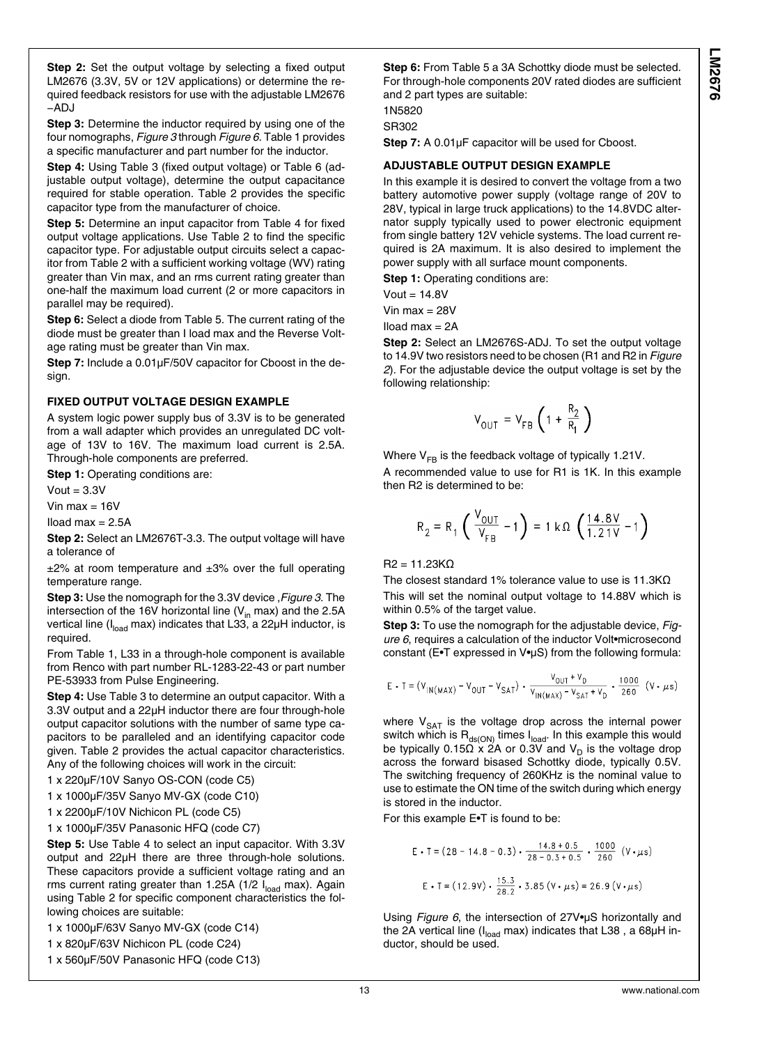**Step 2:** Set the output voltage by selecting a fixed output LM2676 (3.3V, 5V or 12V applications) or determine the required feedback resistors for use with the adjustable LM2676 −ADJ

**Step 3:** Determine the inductor required by using one of the four nomographs, *Figure 3* through *Figure 6*. Table 1 provides a specific manufacturer and part number for the inductor.

**Step 4:** Using Table 3 (fixed output voltage) or Table 6 (adjustable output voltage), determine the output capacitance required for stable operation. Table 2 provides the specific capacitor type from the manufacturer of choice.

**Step 5:** Determine an input capacitor from Table 4 for fixed output voltage applications. Use Table 2 to find the specific capacitor type. For adjustable output circuits select a capacitor from Table 2 with a sufficient working voltage (WV) rating greater than Vin max, and an rms current rating greater than one-half the maximum load current (2 or more capacitors in parallel may be required).

**Step 6:** Select a diode from Table 5. The current rating of the diode must be greater than I load max and the Reverse Voltage rating must be greater than Vin max.

**Step 7:** Include a 0.01µF/50V capacitor for Cboost in the design.

### FIXED OUTPUT VOLTAGE DESIGN EXAMPLE

A system logic power supply bus of 3.3V is to be generated from a wall adapter which provides an unregulated DC voltage of 13V to 16V. The maximum load current is 2.5A. Through-hole components are preferred.

**Step 1:** Operating conditions are:

Vout = 3.3V

Vin max = 16V

Iload max = 2.5A

**Step 2:** Select an LM2676T-3.3. The output voltage will have a tolerance of

±2% at room temperature and ±3% over the full operating temperature range.

**Step 3:** Use the nomograph for the 3.3V device ,*Figure 3*. The intersection of the 16V horizontal line ($V_{in}$ max) and the 2.5A vertical line ($I_{load}$ max) indicates that L33, a 22µH inductor, is required.

From Table 1, L33 in a through-hole component is available from Renco with part number RL-1283-22-43 or part number PE-53933 from Pulse Engineering.

**Step 4:** Use Table 3 to determine an output capacitor. With a 3.3V output and a 22µH inductor there are four through-hole output capacitor solutions with the number of same type capacitors to be paralleled and an identifying capacitor code given. Table 2 provides the actual capacitor characteristics. Any of the following choices will work in the circuit:

1 x 220µF/10V Sanyo OS-CON (code C5)

1 x 1000µF/35V Sanyo MV-GX (code C10)

1 x 2200µF/10V Nichicon PL (code C5)

1 x 1000µF/35V Panasonic HFQ (code C7)

**Step 5:** Use Table 4 to select an input capacitor. With 3.3V output and 22µH there are three through-hole solutions. These capacitors provide a sufficient voltage rating and an rms current rating greater than 1.25A (1/2 $I_{load}$ max). Again using Table 2 for specific component characteristics the following choices are suitable:

1 x 1000µF/63V Sanyo MV-GX (code C14)

1 x 820µF/63V Nichicon PL (code C24)

1 x 560µF/50V Panasonic HFQ (code C13)

**Step 6:** From Table 5 a 3A Schottky diode must be selected. For through-hole components 20V rated diodes are sufficient and 2 part types are suitable:

1N5820

SR302

**Step 7:** A 0.01µF capacitor will be used for Cboost.

### ADJUSTABLE OUTPUT DESIGN EXAMPLE

In this example it is desired to convert the voltage from a two battery automotive power supply (voltage range of 20V to 28V, typical in large truck applications) to the 14.8VDC alternator supply typically used to power electronic equipment from single battery 12V vehicle systems. The load current required is 2A maximum. It is also desired to implement the power supply with all surface mount components.

**Step 1:** Operating conditions are:

Vout = 14.8V

Vin max = 28V

Iload max = 2A

**Step 2:** Select an LM2676S-ADJ. To set the output voltage to 14.9V two resistors need to be chosen (R1 and R2 in *Figure 2*). For the adjustable device the output voltage is set by the following relationship:

$$V_{OUT} = V_{FB}\left(1 + \frac{R_2}{R_1}\right)$$

Where $V_{FB}$ is the feedback voltage of typically 1.21V.

A recommended value to use for R1 is 1K. In this example then R2 is determined to be:

$$R_2 = R_1\left(\frac{V_{OUT}}{V_{FB}} - 1\right) = 1\,k\Omega\left(\frac{14.8V}{1.21V} - 1\right)$$

R2 = 11.23KΩ

The closest standard 1% tolerance value to use is 11.3KΩ

This will set the nominal output voltage to 14.88V which is within 0.5% of the target value.

**Step 3:** To use the nomograph for the adjustable device, *Figure 6*, requires a calculation of the inductor Volt•microsecond constant (E•T expressed in V•µS) from the following formula:

$$E \bullet T = (V_{IN(MAX)} - V_{OUT} - V_{SAT}) \bullet \frac{V_{OUT} + V_D}{V_{IN(MAX)} - V_{SAT} + V_D} \bullet \frac{1000}{260}\ (V \bullet \mu s)$$

where $V_{SAT}$ is the voltage drop across the internal power switch which is $R_{ds(ON)}$ times $I_{load}$. In this example this would be typically 0.15Ω x 2A or 0.3V and $V_D$ is the voltage drop across the forward bisased Schottky diode, typically 0.5V. The switching frequency of 260KHz is the nominal value to use to estimate the ON time of the switch during which energy is stored in the inductor.

For this example E•T is found to be:

$$E \bullet T = (28 - 14.8 - 0.3) \bullet \frac{14.8 + 0.5}{28 - 0.3 + 0.5} \bullet \frac{1000}{260}\ (V \bullet \mu s)$$

$$E \bullet T = (12.9V) \bullet \frac{15.3}{28.2} \bullet 3.85\ (V \bullet \mu s) = 26.9\ (V \bullet \mu s)$$

Using *Figure 6*, the intersection of 27V•µS horizontally and the 2A vertical line ($I_{load}$ max) indicates that L38 , a 68µH inductor, should be used.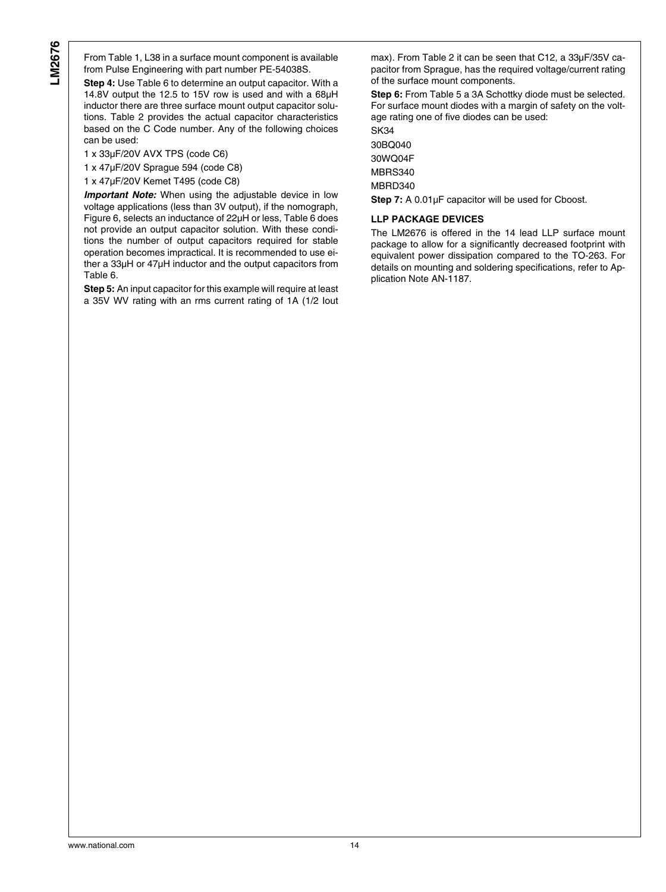From Table 1, L38 in a surface mount component is available from Pulse Engineering with part number PE-54038S.

**Step 4:** Use Table 6 to determine an output capacitor. With a 14.8V output the 12.5 to 15V row is used and with a 68µH inductor there are three surface mount output capacitor solutions. Table 2 provides the actual capacitor characteristics based on the C Code number. Any of the following choices can be used:

1 x 33µF/20V AVX TPS (code C6)

1 x 47µF/20V Sprague 594 (code C8)

1 x 47µF/20V Kemet T495 (code C8)

***Important Note:*** When using the adjustable device in low voltage applications (less than 3V output), if the nomograph, Figure 6, selects an inductance of 22µH or less, Table 6 does not provide an output capacitor solution. With these conditions the number of output capacitors required for stable operation becomes impractical. It is recommended to use either a 33µH or 47µH inductor and the output capacitors from Table 6.

**Step 5:** An input capacitor for this example will require at least a 35V WV rating with an rms current rating of 1A (1/2 Iout max). From Table 2 it can be seen that C12, a 33µF/35V capacitor from Sprague, has the required voltage/current rating of the surface mount components.

**Step 6:** From Table 5 a 3A Schottky diode must be selected. For surface mount diodes with a margin of safety on the voltage rating one of five diodes can be used:

SK34

30BQ040

30WQ04F

MBRS340

MBRD340

**Step 7:** A 0.01µF capacitor will be used for Cboost.

### LLP PACKAGE DEVICES

The LM2676 is offered in the 14 lead LLP surface mount package to allow for a significantly decreased footprint with equivalent power dissipation compared to the TO-263. For details on mounting and soldering specifications, refer to Application Note AN-1187.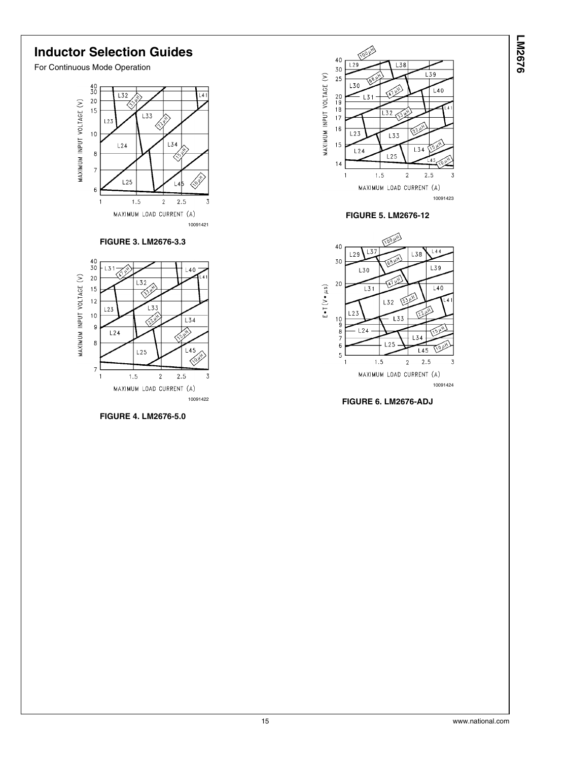## Inductor Selection Guides

For Continuous Mode Operation

**FIGURE 3. LM2676-3.3**

**FIGURE 4. LM2676-5.0**

**FIGURE 5. LM2676-12**

**FIGURE 6. LM2676-ADJ**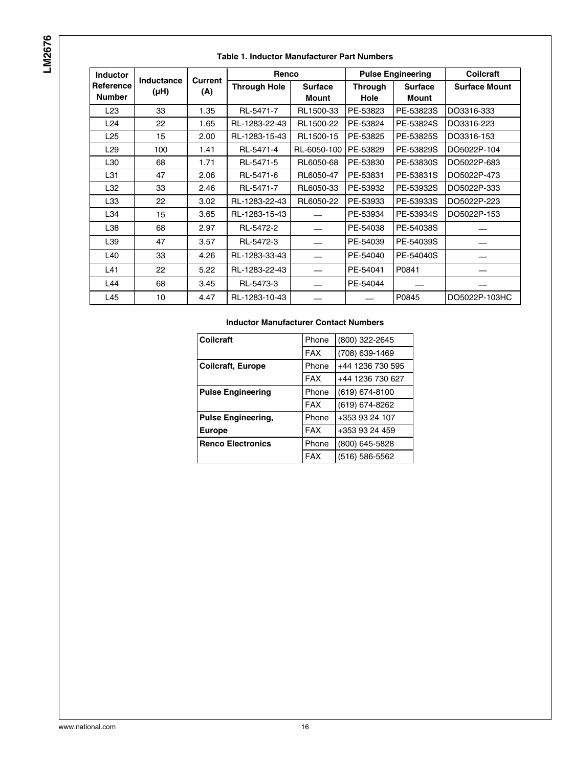**Table 1. Inductor Manufacturer Part Numbers**

| Inductor Reference Number | Inductance (µH) | Current (A) | Renco | | Pulse Engineering | | Coilcraft |
|---|---|---|---|---|---|---|---|
| | | | Through Hole | Surface Mount | Through Hole | Surface Mount | Surface Mount |
| L23 | 33 | 1.35 | RL-5471-7 | RL1500-33 | PE-53823 | PE-53823S | DO3316-333 |
| L24 | 22 | 1.65 | RL-1283-22-43 | RL1500-22 | PE-53824 | PE-53824S | DO3316-223 |
| L25 | 15 | 2.00 | RL-1283-15-43 | RL1500-15 | PE-53825 | PE-53825S | DO3316-153 |
| L29 | 100 | 1.41 | RL-5471-4 | RL-6050-100 | PE-53829 | PE-53829S | DO5022P-104 |
| L30 | 68 | 1.71 | RL-5471-5 | RL6050-68 | PE-53830 | PE-53830S | DO5022P-683 |
| L31 | 47 | 2.06 | RL-5471-6 | RL6050-47 | PE-53831 | PE-53831S | DO5022P-473 |
| L32 | 33 | 2.46 | RL-5471-7 | RL6050-33 | PE-53932 | PE-53932S | DO5022P-333 |
| L33 | 22 | 3.02 | RL-1283-22-43 | RL6050-22 | PE-53933 | PE-53933S | DO5022P-223 |
| L34 | 15 | 3.65 | RL-1283-15-43 | — | PE-53934 | PE-53934S | DO5022P-153 |
| L38 | 68 | 2.97 | RL-5472-2 | — | PE-54038 | PE-54038S | — |
| L39 | 47 | 3.57 | RL-5472-3 | — | PE-54039 | PE-54039S | — |
| L40 | 33 | 4.26 | RL-1283-33-43 | — | PE-54040 | PE-54040S | — |
| L41 | 22 | 5.22 | RL-1283-22-43 | — | PE-54041 | P0841 | — |
| L44 | 68 | 3.45 | RL-5473-3 | — | PE-54044 | — | — |
| L45 | 10 | 4.47 | RL-1283-10-43 | — | — | P0845 | DO5022P-103HC |

**Inductor Manufacturer Contact Numbers**

| Manufacturer | | |
|---|---|---|
| **Coilcraft** | Phone | (800) 322-2645 |
| | FAX | (708) 639-1469 |
| **Coilcraft, Europe** | Phone | +44 1236 730 595 |
| | FAX | +44 1236 730 627 |
| **Pulse Engineering** | Phone | (619) 674-8100 |
| | FAX | (619) 674-8262 |
| **Pulse Engineering, Europe** | Phone | +353 93 24 107 |
| | FAX | +353 93 24 459 |
| **Renco Electronics** | Phone | (800) 645-5828 |
| | FAX | (516) 586-5562 |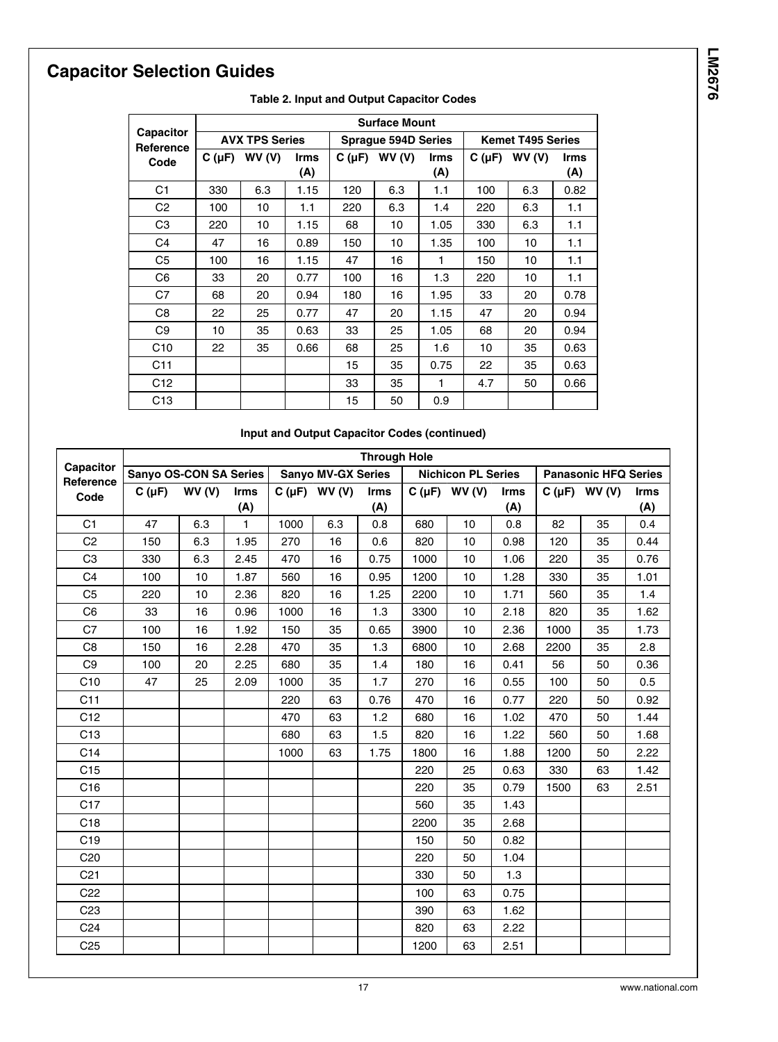# Capacitor Selection Guides

**Table 2. Input and Output Capacitor Codes**

| Capacitor Reference Code | Surface Mount | | | | | | | | |
|---|---|---|---|---|---|---|---|---|---|
| | AVX TPS Series | | | Sprague 594D Series | | | Kemet T495 Series | | |
| | C (µF) | WV (V) | Irms (A) | C (µF) | WV (V) | Irms (A) | C (µF) | WV (V) | Irms (A) |
| C1 | 330 | 6.3 | 1.15 | 120 | 6.3 | 1.1 | 100 | 6.3 | 0.82 |
| C2 | 100 | 10 | 1.1 | 220 | 6.3 | 1.4 | 220 | 6.3 | 1.1 |
| C3 | 220 | 10 | 1.15 | 68 | 10 | 1.05 | 330 | 6.3 | 1.1 |
| C4 | 47 | 16 | 0.89 | 150 | 10 | 1.35 | 100 | 10 | 1.1 |
| C5 | 100 | 16 | 1.15 | 47 | 16 | 1 | 150 | 10 | 1.1 |
| C6 | 33 | 20 | 0.77 | 100 | 16 | 1.3 | 220 | 10 | 1.1 |
| C7 | 68 | 20 | 0.94 | 180 | 16 | 1.95 | 33 | 20 | 0.78 |
| C8 | 22 | 25 | 0.77 | 47 | 20 | 1.15 | 47 | 20 | 0.94 |
| C9 | 10 | 35 | 0.63 | 33 | 25 | 1.05 | 68 | 20 | 0.94 |
| C10 | 22 | 35 | 0.66 | 68 | 25 | 1.6 | 10 | 35 | 0.63 |
| C11 | | | | 15 | 35 | 0.75 | 22 | 35 | 0.63 |
| C12 | | | | 33 | 35 | 1 | 4.7 | 50 | 0.66 |
| C13 | | | | 15 | 50 | 0.9 | | | |

**Input and Output Capacitor Codes (continued)**

| Capacitor Reference Code | Through Hole | | | | | | | | | | | |
|---|---|---|---|---|---|---|---|---|---|---|---|---|
| | Sanyo OS-CON SA Series | | | Sanyo MV-GX Series | | | Nichicon PL Series | | | Panasonic HFQ Series | | |
| | C (µF) | WV (V) | Irms (A) | C (µF) | WV (V) | Irms (A) | C (µF) | WV (V) | Irms (A) | C (µF) | WV (V) | Irms (A) |
| C1 | 47 | 6.3 | 1 | 1000 | 6.3 | 0.8 | 680 | 10 | 0.8 | 82 | 35 | 0.4 |
| C2 | 150 | 6.3 | 1.95 | 270 | 16 | 0.6 | 820 | 10 | 0.98 | 120 | 35 | 0.44 |
| C3 | 330 | 6.3 | 2.45 | 470 | 16 | 0.75 | 1000 | 10 | 1.06 | 220 | 35 | 0.76 |
| C4 | 100 | 10 | 1.87 | 560 | 16 | 0.95 | 1200 | 10 | 1.28 | 330 | 35 | 1.01 |
| C5 | 220 | 10 | 2.36 | 820 | 16 | 1.25 | 2200 | 10 | 1.71 | 560 | 35 | 1.4 |
| C6 | 33 | 16 | 0.96 | 1000 | 16 | 1.3 | 3300 | 10 | 2.18 | 820 | 35 | 1.62 |
| C7 | 100 | 16 | 1.92 | 150 | 35 | 0.65 | 3900 | 10 | 2.36 | 1000 | 35 | 1.73 |
| C8 | 150 | 16 | 2.28 | 470 | 35 | 1.3 | 6800 | 10 | 2.68 | 2200 | 35 | 2.8 |
| C9 | 100 | 20 | 2.25 | 680 | 35 | 1.4 | 180 | 16 | 0.41 | 56 | 50 | 0.36 |
| C10 | 47 | 25 | 2.09 | 1000 | 35 | 1.7 | 270 | 16 | 0.55 | 100 | 50 | 0.5 |
| C11 | | | | 220 | 63 | 0.76 | 470 | 16 | 0.77 | 220 | 50 | 0.92 |
| C12 | | | | 470 | 63 | 1.2 | 680 | 16 | 1.02 | 470 | 50 | 1.44 |
| C13 | | | | 680 | 63 | 1.5 | 820 | 16 | 1.22 | 560 | 50 | 1.68 |
| C14 | | | | 1000 | 63 | 1.75 | 1800 | 16 | 1.88 | 1200 | 50 | 2.22 |
| C15 | | | | | | | 220 | 25 | 0.63 | 330 | 63 | 1.42 |
| C16 | | | | | | | 220 | 35 | 0.79 | 1500 | 63 | 2.51 |
| C17 | | | | | | | 560 | 35 | 1.43 | | | |
| C18 | | | | | | | 2200 | 35 | 2.68 | | | |
| C19 | | | | | | | 150 | 50 | 0.82 | | | |
| C20 | | | | | | | 220 | 50 | 1.04 | | | |
| C21 | | | | | | | 330 | 50 | 1.3 | | | |
| C22 | | | | | | | 100 | 63 | 0.75 | | | |
| C23 | | | | | | | 390 | 63 | 1.62 | | | |
| C24 | | | | | | | 820 | 63 | 2.22 | | | |
| C25 | | | | | | | 1200 | 63 | 2.51 | | | |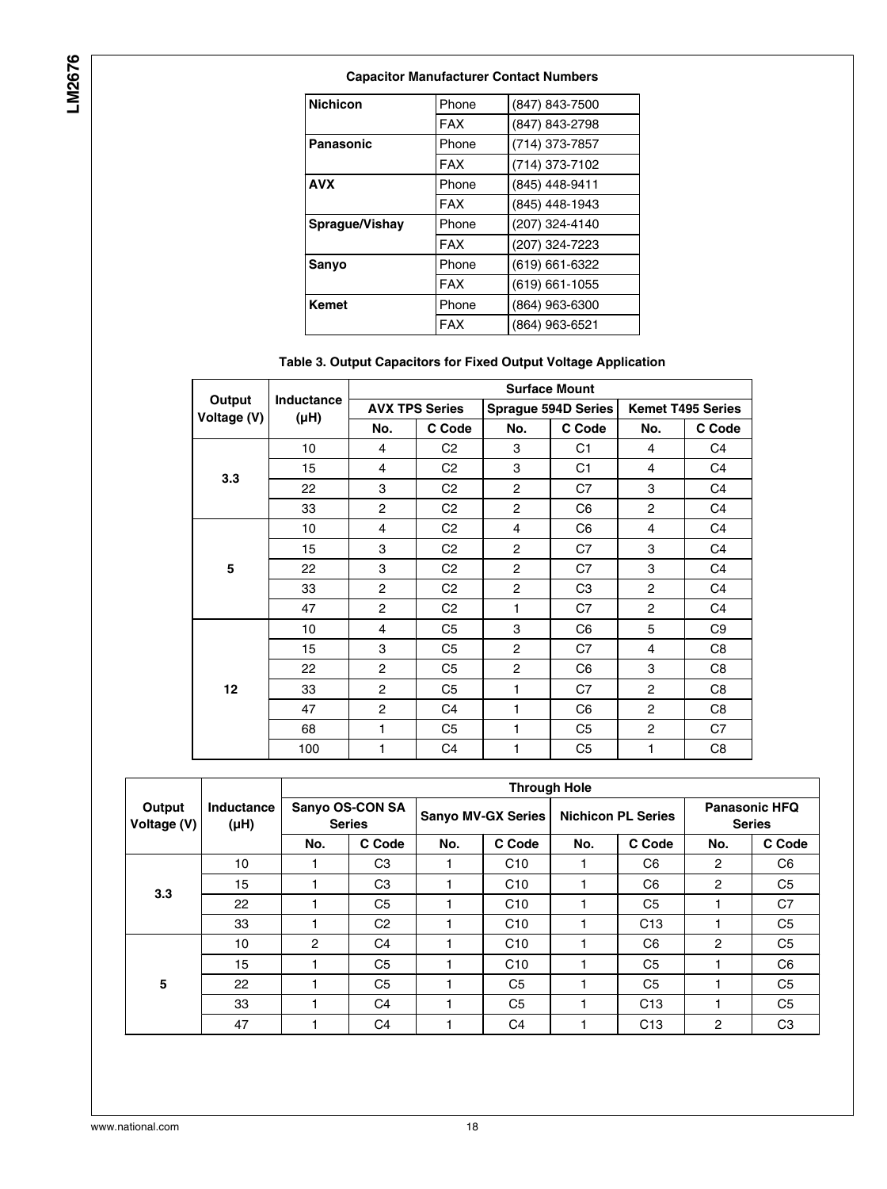**Capacitor Manufacturer Contact Numbers**

| | | |
|---|---|---|
| **Nichicon** | Phone | (847) 843-7500 |
| | FAX | (847) 843-2798 |
| **Panasonic** | Phone | (714) 373-7857 |
| | FAX | (714) 373-7102 |
| **AVX** | Phone | (845) 448-9411 |
| | FAX | (845) 448-1943 |
| **Sprague/Vishay** | Phone | (207) 324-4140 |
| | FAX | (207) 324-7223 |
| **Sanyo** | Phone | (619) 661-6322 |
| | FAX | (619) 661-1055 |
| **Kemet** | Phone | (864) 963-6300 |
| | FAX | (864) 963-6521 |

**Table 3. Output Capacitors for Fixed Output Voltage Application**

| Output Voltage (V) | Inductance (µH) | Surface Mount | | | | | |
|---|---|---|---|---|---|---|---|
| | | AVX TPS Series | | Sprague 594D Series | | Kemet T495 Series | |
| | | No. | C Code | No. | C Code | No. | C Code |
| 3.3 | 10 | 4 | C2 | 3 | C1 | 4 | C4 |
| | 15 | 4 | C2 | 3 | C1 | 4 | C4 |
| | 22 | 3 | C2 | 2 | C7 | 3 | C4 |
| | 33 | 2 | C2 | 2 | C6 | 2 | C4 |
| 5 | 10 | 4 | C2 | 4 | C6 | 4 | C4 |
| | 15 | 3 | C2 | 2 | C7 | 3 | C4 |
| | 22 | 3 | C2 | 2 | C7 | 3 | C4 |
| | 33 | 2 | C2 | 2 | C3 | 2 | C4 |
| | 47 | 2 | C2 | 1 | C7 | 2 | C4 |
| 12 | 10 | 4 | C5 | 3 | C6 | 5 | C9 |
| | 15 | 3 | C5 | 2 | C7 | 4 | C8 |
| | 22 | 2 | C5 | 2 | C6 | 3 | C8 |
| | 33 | 2 | C5 | 1 | C7 | 2 | C8 |
| | 47 | 2 | C4 | 1 | C6 | 2 | C8 |
| | 68 | 1 | C5 | 1 | C5 | 2 | C7 |
| | 100 | 1 | C4 | 1 | C5 | 1 | C8 |

| Output Voltage (V) | Inductance (µH) | Through Hole | | | | | | | |
|---|---|---|---|---|---|---|---|---|---|
| | | Sanyo OS-CON SA Series | | Sanyo MV-GX Series | | Nichicon PL Series | | Panasonic HFQ Series | |
| | | No. | C Code | No. | C Code | No. | C Code | No. | C Code |
| 3.3 | 10 | 1 | C3 | 1 | C10 | 1 | C6 | 2 | C6 |
| | 15 | 1 | C3 | 1 | C10 | 1 | C6 | 2 | C5 |
| | 22 | 1 | C5 | 1 | C10 | 1 | C5 | 1 | C7 |
| | 33 | 1 | C2 | 1 | C10 | 1 | C13 | 1 | C5 |
| 5 | 10 | 2 | C4 | 1 | C10 | 1 | C6 | 2 | C5 |
| | 15 | 1 | C5 | 1 | C10 | 1 | C5 | 1 | C6 |
| | 22 | 1 | C5 | 1 | C5 | 1 | C5 | 1 | C5 |
| | 33 | 1 | C4 | 1 | C5 | 1 | C13 | 1 | C5 |
| | 47 | 1 | C4 | 1 | C4 | 1 | C13 | 2 | C3 |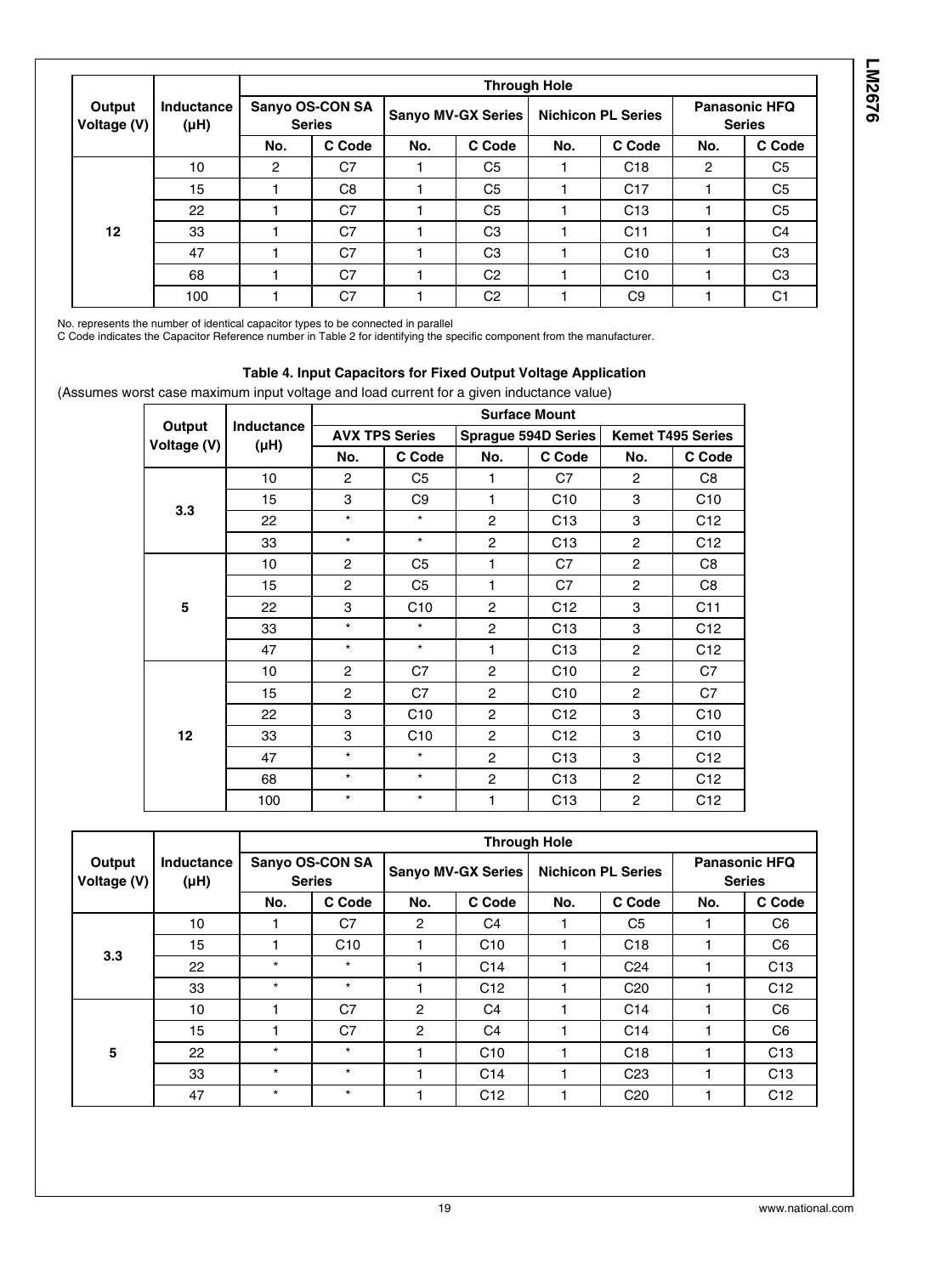| Output Voltage (V) | Inductance (µH) | Through Hole | | | | | | | |
|---|---|---|---|---|---|---|---|---|---|
| | | Sanyo OS-CON SA Series | | Sanyo MV-GX Series | | Nichicon PL Series | | Panasonic HFQ Series | |
| | | No. | C Code | No. | C Code | No. | C Code | No. | C Code |
| 12 | 10 | 2 | C7 | 1 | C5 | 1 | C18 | 2 | C5 |
| | 15 | 1 | C8 | 1 | C5 | 1 | C17 | 1 | C5 |
| | 22 | 1 | C7 | 1 | C5 | 1 | C13 | 1 | C5 |
| | 33 | 1 | C7 | 1 | C3 | 1 | C11 | 1 | C4 |
| | 47 | 1 | C7 | 1 | C3 | 1 | C10 | 1 | C3 |
| | 68 | 1 | C7 | 1 | C2 | 1 | C10 | 1 | C3 |
| | 100 | 1 | C7 | 1 | C2 | 1 | C9 | 1 | C1 |

No. represents the number of identical capacitor types to be connected in parallel
C Code indicates the Capacitor Reference number in Table 2 for identifying the specific component from the manufacturer.

**Table 4. Input Capacitors for Fixed Output Voltage Application**

(Assumes worst case maximum input voltage and load current for a given inductance value)

| Output Voltage (V) | Inductance (µH) | Surface Mount | | | | | |
|---|---|---|---|---|---|---|---|
| | | AVX TPS Series | | Sprague 594D Series | | Kemet T495 Series | |
| | | No. | C Code | No. | C Code | No. | C Code |
| 3.3 | 10 | 2 | C5 | 1 | C7 | 2 | C8 |
| | 15 | 3 | C9 | 1 | C10 | 3 | C10 |
| | 22 | * | * | 2 | C13 | 3 | C12 |
| | 33 | * | * | 2 | C13 | 2 | C12 |
| 5 | 10 | 2 | C5 | 1 | C7 | 2 | C8 |
| | 15 | 2 | C5 | 1 | C7 | 2 | C8 |
| | 22 | 3 | C10 | 2 | C12 | 3 | C11 |
| | 33 | * | * | 2 | C13 | 3 | C12 |
| | 47 | * | * | 1 | C13 | 2 | C12 |
| 12 | 10 | 2 | C7 | 2 | C10 | 2 | C7 |
| | 15 | 2 | C7 | 2 | C10 | 2 | C7 |
| | 22 | 3 | C10 | 2 | C12 | 3 | C10 |
| | 33 | 3 | C10 | 2 | C12 | 3 | C10 |
| | 47 | * | * | 2 | C13 | 3 | C12 |
| | 68 | * | * | 2 | C13 | 2 | C12 |
| | 100 | * | * | 1 | C13 | 2 | C12 |

| Output Voltage (V) | Inductance (µH) | Through Hole | | | | | | | |
|---|---|---|---|---|---|---|---|---|---|
| | | Sanyo OS-CON SA Series | | Sanyo MV-GX Series | | Nichicon PL Series | | Panasonic HFQ Series | |
| | | No. | C Code | No. | C Code | No. | C Code | No. | C Code |
| 3.3 | 10 | 1 | C7 | 2 | C4 | 1 | C5 | 1 | C6 |
| | 15 | 1 | C10 | 1 | C10 | 1 | C18 | 1 | C6 |
| | 22 | * | * | 1 | C14 | 1 | C24 | 1 | C13 |
| | 33 | * | * | 1 | C12 | 1 | C20 | 1 | C12 |
| 5 | 10 | 1 | C7 | 2 | C4 | 1 | C14 | 1 | C6 |
| | 15 | 1 | C7 | 2 | C4 | 1 | C14 | 1 | C6 |
| | 22 | * | * | 1 | C10 | 1 | C18 | 1 | C13 |
| | 33 | * | * | 1 | C14 | 1 | C23 | 1 | C13 |
| | 47 | * | * | 1 | C12 | 1 | C20 | 1 | C12 |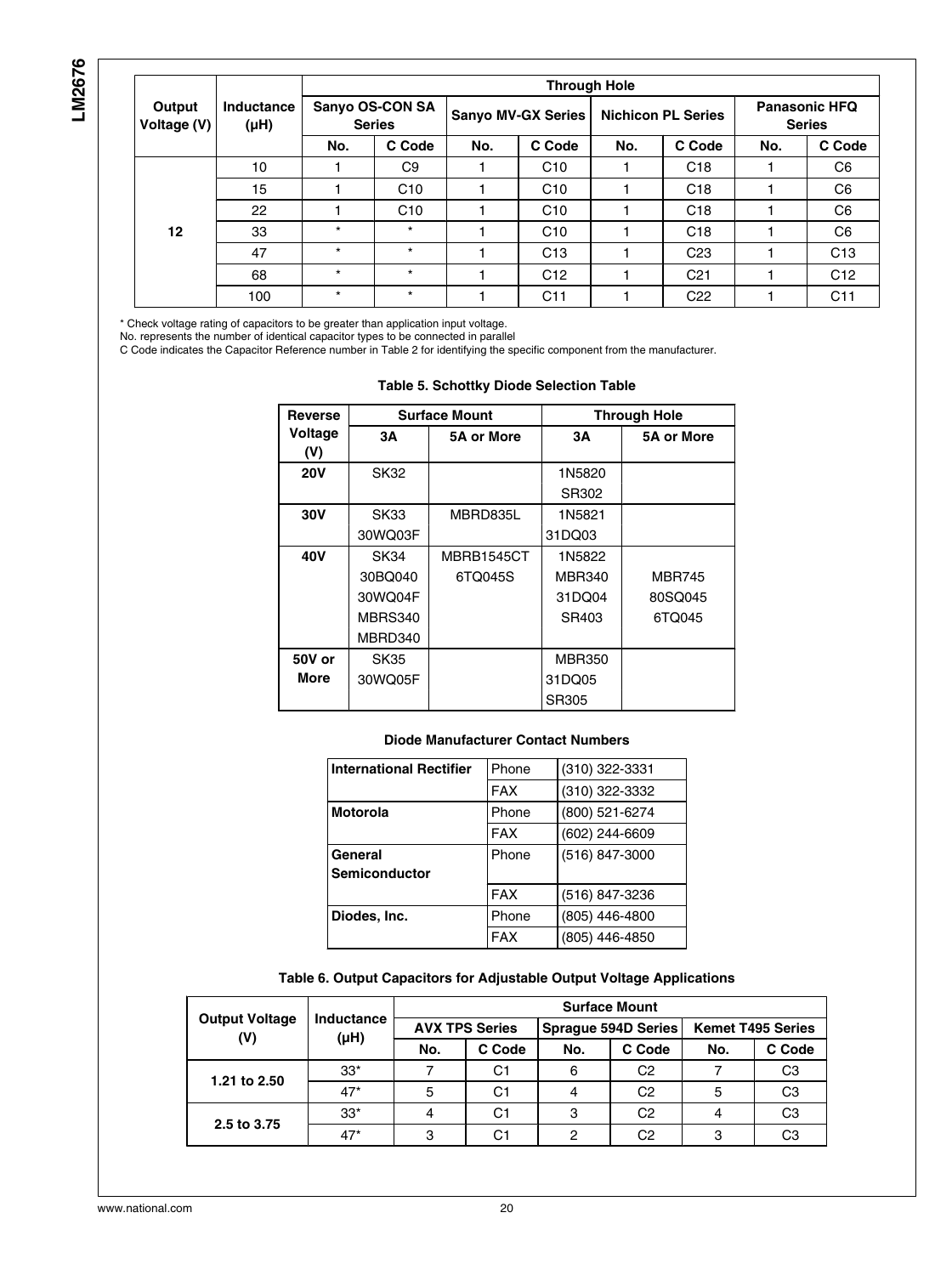| Output Voltage (V) | Inductance (µH) | Through Hole | | | | | | | |
|---|---|---|---|---|---|---|---|---|---|
| | | Sanyo OS-CON SA Series | | Sanyo MV-GX Series | | Nichicon PL Series | | Panasonic HFQ Series | |
| | | No. | C Code | No. | C Code | No. | C Code | No. | C Code |
| 12 | 10 | 1 | C9 | 1 | C10 | 1 | C18 | 1 | C6 |
| | 15 | 1 | C10 | 1 | C10 | 1 | C18 | 1 | C6 |
| | 22 | 1 | C10 | 1 | C10 | 1 | C18 | 1 | C6 |
| | 33 | * | * | 1 | C10 | 1 | C18 | 1 | C6 |
| | 47 | * | * | 1 | C13 | 1 | C23 | 1 | C13 |
| | 68 | * | * | 1 | C12 | 1 | C21 | 1 | C12 |
| | 100 | * | * | 1 | C11 | 1 | C22 | 1 | C11 |

* Check voltage rating of capacitors to be greater than application input voltage.
No. represents the number of identical capacitor types to be connected in parallel
C Code indicates the Capacitor Reference number in Table 2 for identifying the specific component from the manufacturer.

**Table 5. Schottky Diode Selection Table**

| Reverse Voltage (V) | Surface Mount | | Through Hole | |
|---|---|---|---|---|
| | 3A | 5A or More | 3A | 5A or More |
| **20V** | SK32 | | 1N5820<br>SR302 | |
| **30V** | SK33<br>30WQ03F | MBRD835L | 1N5821<br>31DQ03 | |
| **40V** | SK34<br>30BQ040<br>30WQ04F<br>MBRS340<br>MBRD340 | MBRB1545CT<br>6TQ045S | 1N5822<br>MBR340<br>31DQ04<br>SR403 | MBR745<br>80SQ045<br>6TQ045 |
| **50V or More** | SK35<br>30WQ05F | | MBR350<br>31DQ05<br>SR305 | |

**Diode Manufacturer Contact Numbers**

| | | |
|---|---|---|
| **International Rectifier** | Phone | (310) 322-3331 |
| | FAX | (310) 322-3332 |
| **Motorola** | Phone | (800) 521-6274 |
| | FAX | (602) 244-6609 |
| **General Semiconductor** | Phone | (516) 847-3000 |
| | FAX | (516) 847-3236 |
| **Diodes, Inc.** | Phone | (805) 446-4800 |
| | FAX | (805) 446-4850 |

**Table 6. Output Capacitors for Adjustable Output Voltage Applications**

| Output Voltage (V) | Inductance (µH) | Surface Mount | | | | | |
|---|---|---|---|---|---|---|---|
| | | AVX TPS Series | | Sprague 594D Series | | Kemet T495 Series | |
| | | No. | C Code | No. | C Code | No. | C Code |
| 1.21 to 2.50 | 33* | 7 | C1 | 6 | C2 | 7 | C3 |
| | 47* | 5 | C1 | 4 | C2 | 5 | C3 |
| 2.5 to 3.75 | 33* | 4 | C1 | 3 | C2 | 4 | C3 |
| | 47* | 3 | C1 | 2 | C2 | 3 | C3 |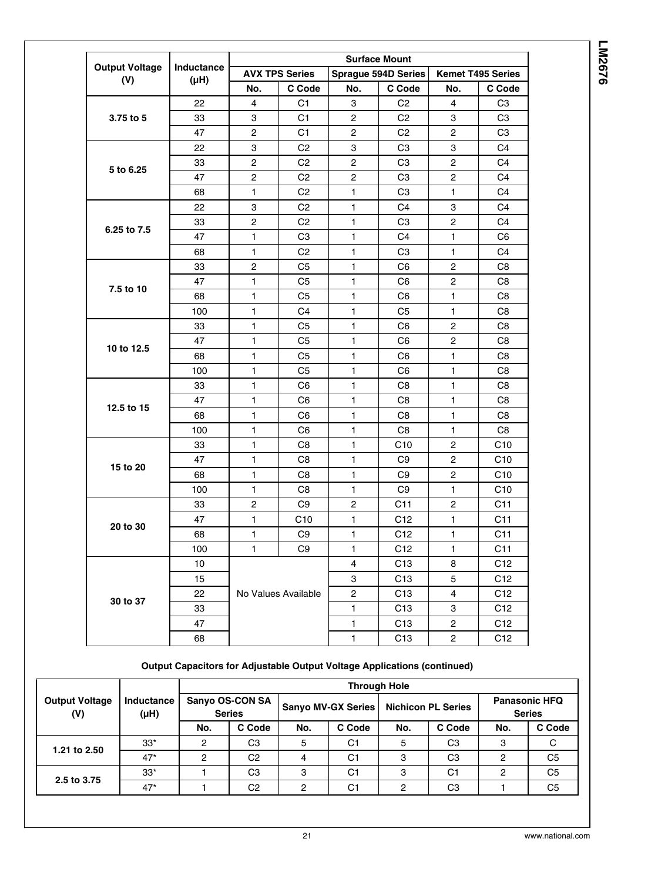| Output Voltage (V) | Inductance (µH) | Surface Mount | | | | | |
|---|---|---|---|---|---|---|---|
| | | AVX TPS Series | | Sprague 594D Series | | Kemet T495 Series | |
| | | No. | C Code | No. | C Code | No. | C Code |
| 3.75 to 5 | 22 | 4 | C1 | 3 | C2 | 4 | C3 |
| | 33 | 3 | C1 | 2 | C2 | 3 | C3 |
| | 47 | 2 | C1 | 2 | C2 | 2 | C3 |
| 5 to 6.25 | 22 | 3 | C2 | 3 | C3 | 3 | C4 |
| | 33 | 2 | C2 | 2 | C3 | 2 | C4 |
| | 47 | 2 | C2 | 2 | C3 | 2 | C4 |
| | 68 | 1 | C2 | 1 | C3 | 1 | C4 |
| 6.25 to 7.5 | 22 | 3 | C2 | 1 | C4 | 3 | C4 |
| | 33 | 2 | C2 | 1 | C3 | 2 | C4 |
| | 47 | 1 | C3 | 1 | C4 | 1 | C6 |
| | 68 | 1 | C2 | 1 | C3 | 1 | C4 |
| 7.5 to 10 | 33 | 2 | C5 | 1 | C6 | 2 | C8 |
| | 47 | 1 | C5 | 1 | C6 | 2 | C8 |
| | 68 | 1 | C5 | 1 | C6 | 1 | C8 |
| | 100 | 1 | C4 | 1 | C5 | 1 | C8 |
| 10 to 12.5 | 33 | 1 | C5 | 1 | C6 | 2 | C8 |
| | 47 | 1 | C5 | 1 | C6 | 2 | C8 |
| | 68 | 1 | C5 | 1 | C6 | 1 | C8 |
| | 100 | 1 | C5 | 1 | C6 | 1 | C8 |
| 12.5 to 15 | 33 | 1 | C6 | 1 | C8 | 1 | C8 |
| | 47 | 1 | C6 | 1 | C8 | 1 | C8 |
| | 68 | 1 | C6 | 1 | C8 | 1 | C8 |
| | 100 | 1 | C6 | 1 | C8 | 1 | C8 |
| 15 to 20 | 33 | 1 | C8 | 1 | C10 | 2 | C10 |
| | 47 | 1 | C8 | 1 | C9 | 2 | C10 |
| | 68 | 1 | C8 | 1 | C9 | 2 | C10 |
| | 100 | 1 | C8 | 1 | C9 | 1 | C10 |
| 20 to 30 | 33 | 2 | C9 | 2 | C11 | 2 | C11 |
| | 47 | 1 | C10 | 1 | C12 | 1 | C11 |
| | 68 | 1 | C9 | 1 | C12 | 1 | C11 |
| | 100 | 1 | C9 | 1 | C12 | 1 | C11 |
| 30 to 37 | 10 | No Values Available | | 4 | C13 | 8 | C12 |
| | 15 | | | 3 | C13 | 5 | C12 |
| | 22 | | | 2 | C13 | 4 | C12 |
| | 33 | | | 1 | C13 | 3 | C12 |
| | 47 | | | 1 | C13 | 2 | C12 |
| | 68 | | | 1 | C13 | 2 | C12 |

**Output Capacitors for Adjustable Output Voltage Applications (continued)**

| Output Voltage (V) | Inductance (µH) | Through Hole | | | | | | | |
|---|---|---|---|---|---|---|---|---|---|
| | | Sanyo OS-CON SA Series | | Sanyo MV-GX Series | | Nichicon PL Series | | Panasonic HFQ Series | |
| | | No. | C Code | No. | C Code | No. | C Code | No. | C Code |
| 1.21 to 2.50 | 33* | 2 | C3 | 5 | C1 | 5 | C3 | 3 | C |
| | 47* | 2 | C2 | 4 | C1 | 3 | C3 | 2 | C5 |
| 2.5 to 3.75 | 33* | 1 | C3 | 3 | C1 | 3 | C1 | 2 | C5 |
| | 47* | 1 | C2 | 2 | C1 | 2 | C3 | 1 | C5 |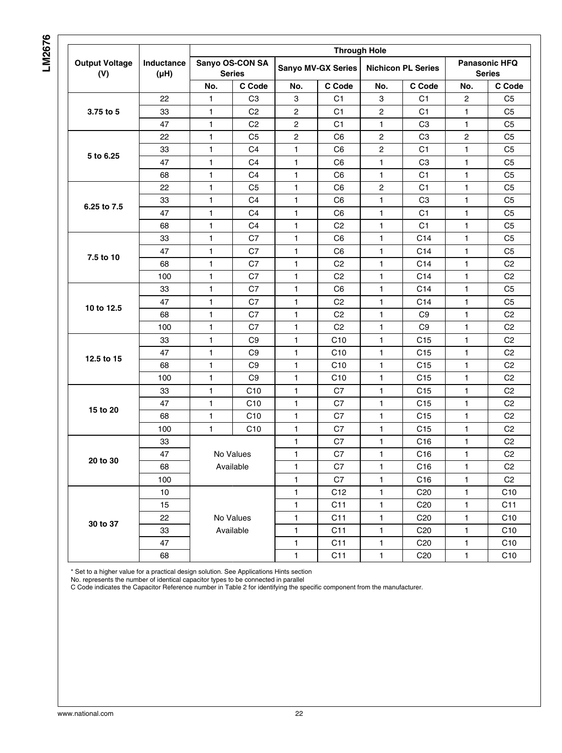| Output Voltage (V) | Inductance (μH) | Through Hole | | | | | | | |
|---|---|---|---|---|---|---|---|---|---|
| | | Sanyo OS-CON SA Series | | Sanyo MV-GX Series | | Nichicon PL Series | | Panasonic HFQ Series | |
| | | No. | C Code | No. | C Code | No. | C Code | No. | C Code |
| 3.75 to 5 | 22 | 1 | C3 | 3 | C1 | 3 | C1 | 2 | C5 |
| | 33 | 1 | C2 | 2 | C1 | 2 | C1 | 1 | C5 |
| | 47 | 1 | C2 | 2 | C1 | 1 | C3 | 1 | C5 |
| 5 to 6.25 | 22 | 1 | C5 | 2 | C6 | 2 | C3 | 2 | C5 |
| | 33 | 1 | C4 | 1 | C6 | 2 | C1 | 1 | C5 |
| | 47 | 1 | C4 | 1 | C6 | 1 | C3 | 1 | C5 |
| | 68 | 1 | C4 | 1 | C6 | 1 | C1 | 1 | C5 |
| 6.25 to 7.5 | 22 | 1 | C5 | 1 | C6 | 2 | C1 | 1 | C5 |
| | 33 | 1 | C4 | 1 | C6 | 1 | C3 | 1 | C5 |
| | 47 | 1 | C4 | 1 | C6 | 1 | C1 | 1 | C5 |
| | 68 | 1 | C4 | 1 | C2 | 1 | C1 | 1 | C5 |
| 7.5 to 10 | 33 | 1 | C7 | 1 | C6 | 1 | C14 | 1 | C5 |
| | 47 | 1 | C7 | 1 | C6 | 1 | C14 | 1 | C5 |
| | 68 | 1 | C7 | 1 | C2 | 1 | C14 | 1 | C2 |
| | 100 | 1 | C7 | 1 | C2 | 1 | C14 | 1 | C2 |
| 10 to 12.5 | 33 | 1 | C7 | 1 | C6 | 1 | C14 | 1 | C5 |
| | 47 | 1 | C7 | 1 | C2 | 1 | C14 | 1 | C5 |
| | 68 | 1 | C7 | 1 | C2 | 1 | C9 | 1 | C2 |
| | 100 | 1 | C7 | 1 | C2 | 1 | C9 | 1 | C2 |
| 12.5 to 15 | 33 | 1 | C9 | 1 | C10 | 1 | C15 | 1 | C2 |
| | 47 | 1 | C9 | 1 | C10 | 1 | C15 | 1 | C2 |
| | 68 | 1 | C9 | 1 | C10 | 1 | C15 | 1 | C2 |
| | 100 | 1 | C9 | 1 | C10 | 1 | C15 | 1 | C2 |
| 15 to 20 | 33 | 1 | C10 | 1 | C7 | 1 | C15 | 1 | C2 |
| | 47 | 1 | C10 | 1 | C7 | 1 | C15 | 1 | C2 |
| | 68 | 1 | C10 | 1 | C7 | 1 | C15 | 1 | C2 |
| | 100 | 1 | C10 | 1 | C7 | 1 | C15 | 1 | C2 |
| 20 to 30 | 33 | No Values Available | | 1 | C7 | 1 | C16 | 1 | C2 |
| | 47 | | | 1 | C7 | 1 | C16 | 1 | C2 |
| | 68 | | | 1 | C7 | 1 | C16 | 1 | C2 |
| | 100 | | | 1 | C7 | 1 | C16 | 1 | C2 |
| 30 to 37 | 10 | No Values Available | | 1 | C12 | 1 | C20 | 1 | C10 |
| | 15 | | | 1 | C11 | 1 | C20 | 1 | C11 |
| | 22 | | | 1 | C11 | 1 | C20 | 1 | C10 |
| | 33 | | | 1 | C11 | 1 | C20 | 1 | C10 |
| | 47 | | | 1 | C11 | 1 | C20 | 1 | C10 |
| | 68 | | | 1 | C11 | 1 | C20 | 1 | C10 |

* Set to a higher value for a practical design solution. See Applications Hints section

No. represents the number of identical capacitor types to be connected in parallel

C Code indicates the Capacitor Reference number in Table 2 for identifying the specific component from the manufacturer.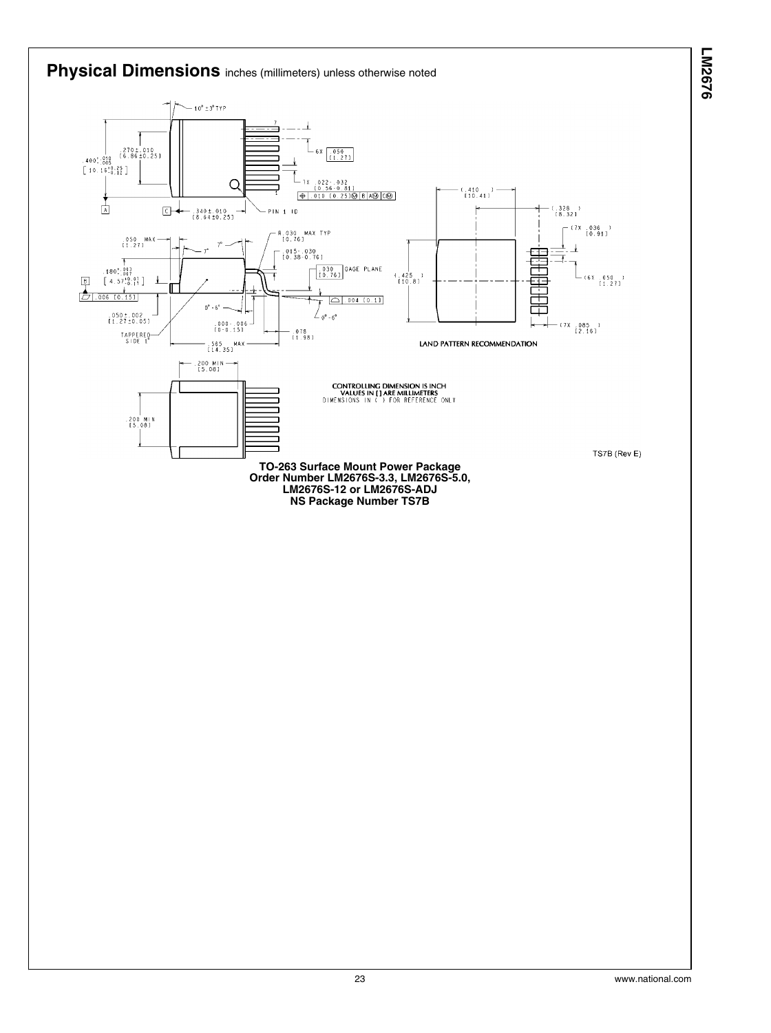## Physical Dimensions inches (millimeters) unless otherwise noted

CONTROLLING DIMENSION IS INCH
VALUES IN [] ARE MILLIMETERS
DIMENSIONS IN ( ) FOR REFERENCE ONLY

LAND PATTERN RECOMMENDATION

TS7B (Rev E)

**TO-263 Surface Mount Power Package**
**Order Number LM2676S-3.3, LM2676S-5.0, LM2676S-12 or LM2676S-ADJ**
**NS Package Number TS7B**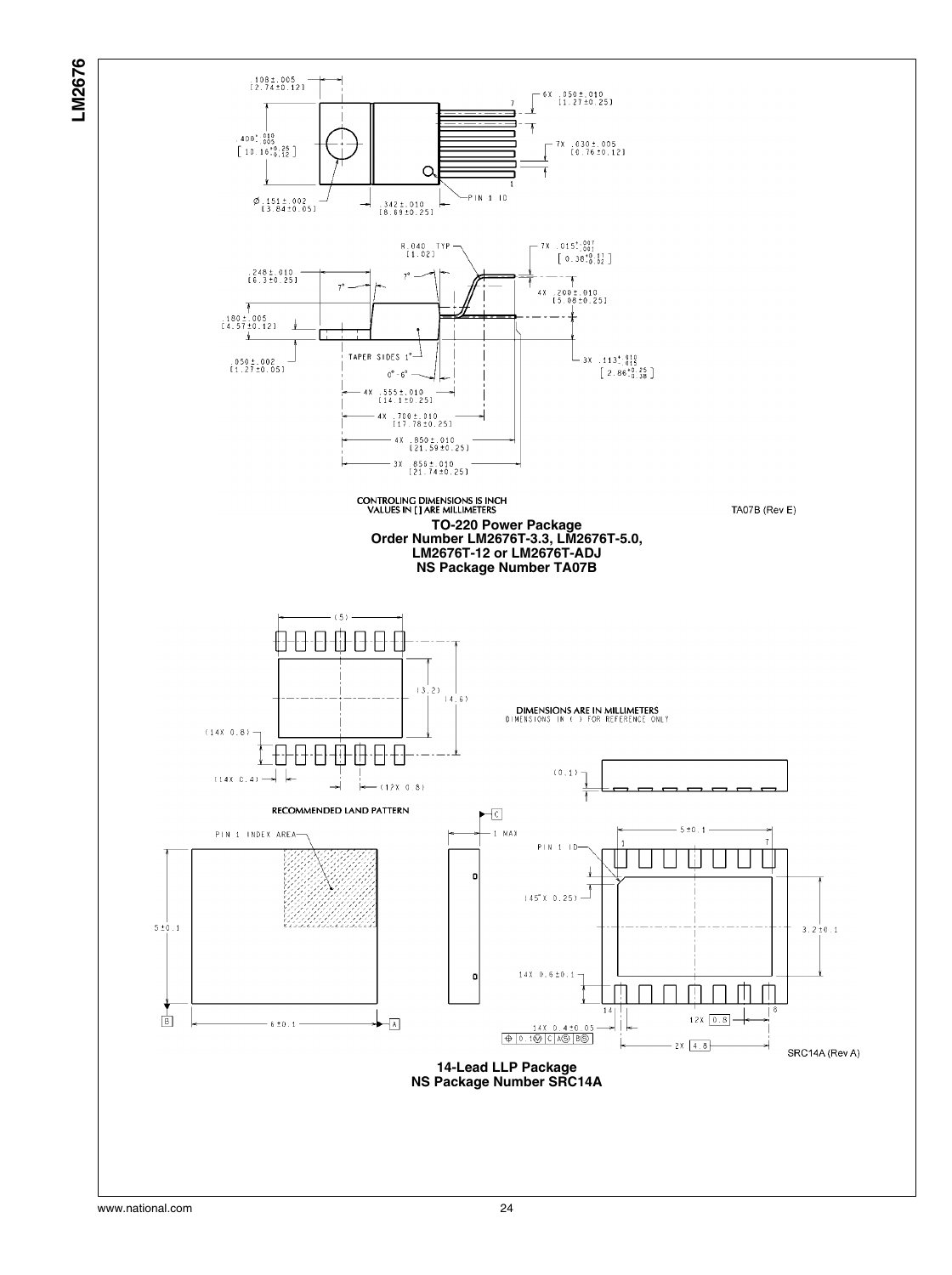CONTROLING DIMENSIONS IS INCH
VALUES IN [] ARE MILLIMETERS

TA07B (Rev E)

**TO-220 Power Package**
**Order Number LM2676T-3.3, LM2676T-5.0,**
**LM2676T-12 or LM2676T-ADJ**
**NS Package Number TA07B**

DIMENSIONS ARE IN MILLIMETERS
DIMENSIONS IN ( ) FOR REFERENCE ONLY

RECOMMENDED LAND PATTERN

SRC14A (Rev A)

**14-Lead LLP Package**
**NS Package Number SRC14A**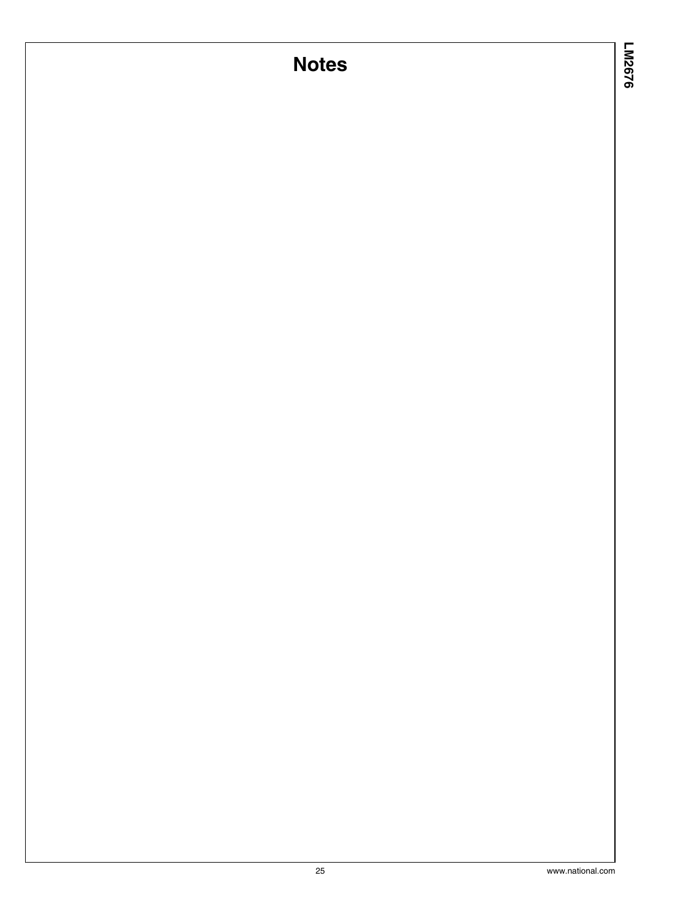# Notes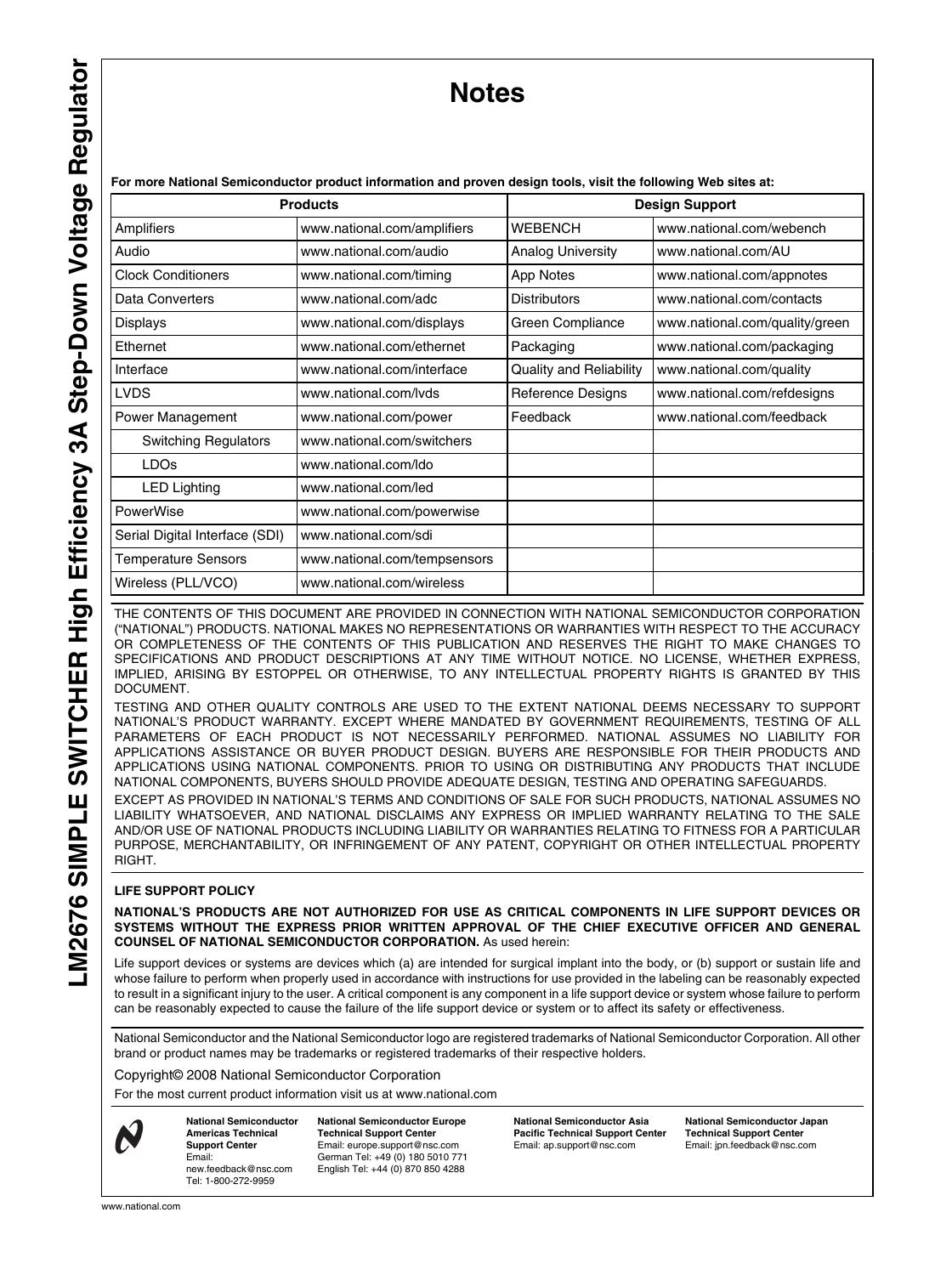# Notes

**For more National Semiconductor product information and proven design tools, visit the following Web sites at:**

| Products | | Design Support | |
|---|---|---|---|
| Amplifiers | www.national.com/amplifiers | WEBENCH | www.national.com/webench |
| Audio | www.national.com/audio | Analog University | www.national.com/AU |
| Clock Conditioners | www.national.com/timing | App Notes | www.national.com/appnotes |
| Data Converters | www.national.com/adc | Distributors | www.national.com/contacts |
| Displays | www.national.com/displays | Green Compliance | www.national.com/quality/green |
| Ethernet | www.national.com/ethernet | Packaging | www.national.com/packaging |
| Interface | www.national.com/interface | Quality and Reliability | www.national.com/quality |
| LVDS | www.national.com/lvds | Reference Designs | www.national.com/refdesigns |
| Power Management | www.national.com/power | Feedback | www.national.com/feedback |
| Switching Regulators | www.national.com/switchers | | |
| LDOs | www.national.com/ldo | | |
| LED Lighting | www.national.com/led | | |
| PowerWise | www.national.com/powerwise | | |
| Serial Digital Interface (SDI) | www.national.com/sdi | | |
| Temperature Sensors | www.national.com/tempsensors | | |
| Wireless (PLL/VCO) | www.national.com/wireless | | |

THE CONTENTS OF THIS DOCUMENT ARE PROVIDED IN CONNECTION WITH NATIONAL SEMICONDUCTOR CORPORATION ("NATIONAL") PRODUCTS. NATIONAL MAKES NO REPRESENTATIONS OR WARRANTIES WITH RESPECT TO THE ACCURACY OR COMPLETENESS OF THE CONTENTS OF THIS PUBLICATION AND RESERVES THE RIGHT TO MAKE CHANGES TO SPECIFICATIONS AND PRODUCT DESCRIPTIONS AT ANY TIME WITHOUT NOTICE. NO LICENSE, WHETHER EXPRESS, IMPLIED, ARISING BY ESTOPPEL OR OTHERWISE, TO ANY INTELLECTUAL PROPERTY RIGHTS IS GRANTED BY THIS DOCUMENT.

TESTING AND OTHER QUALITY CONTROLS ARE USED TO THE EXTENT NATIONAL DEEMS NECESSARY TO SUPPORT NATIONAL'S PRODUCT WARRANTY. EXCEPT WHERE MANDATED BY GOVERNMENT REQUIREMENTS, TESTING OF ALL PARAMETERS OF EACH PRODUCT IS NOT NECESSARILY PERFORMED. NATIONAL ASSUMES NO LIABILITY FOR APPLICATIONS ASSISTANCE OR BUYER PRODUCT DESIGN. BUYERS ARE RESPONSIBLE FOR THEIR PRODUCTS AND APPLICATIONS USING NATIONAL COMPONENTS. PRIOR TO USING OR DISTRIBUTING ANY PRODUCTS THAT INCLUDE NATIONAL COMPONENTS, BUYERS SHOULD PROVIDE ADEQUATE DESIGN, TESTING AND OPERATING SAFEGUARDS.

EXCEPT AS PROVIDED IN NATIONAL'S TERMS AND CONDITIONS OF SALE FOR SUCH PRODUCTS, NATIONAL ASSUMES NO LIABILITY WHATSOEVER, AND NATIONAL DISCLAIMS ANY EXPRESS OR IMPLIED WARRANTY RELATING TO THE SALE AND/OR USE OF NATIONAL PRODUCTS INCLUDING LIABILITY OR WARRANTIES RELATING TO FITNESS FOR A PARTICULAR PURPOSE, MERCHANTABILITY, OR INFRINGEMENT OF ANY PATENT, COPYRIGHT OR OTHER INTELLECTUAL PROPERTY RIGHT.

**LIFE SUPPORT POLICY**

**NATIONAL'S PRODUCTS ARE NOT AUTHORIZED FOR USE AS CRITICAL COMPONENTS IN LIFE SUPPORT DEVICES OR SYSTEMS WITHOUT THE EXPRESS PRIOR WRITTEN APPROVAL OF THE CHIEF EXECUTIVE OFFICER AND GENERAL COUNSEL OF NATIONAL SEMICONDUCTOR CORPORATION.** As used herein:

Life support devices or systems are devices which (a) are intended for surgical implant into the body, or (b) support or sustain life and whose failure to perform when properly used in accordance with instructions for use provided in the labeling can be reasonably expected to result in a significant injury to the user. A critical component is any component in a life support device or system whose failure to perform can be reasonably expected to cause the failure of the life support device or system or to affect its safety or effectiveness.

National Semiconductor and the National Semiconductor logo are registered trademarks of National Semiconductor Corporation. All other brand or product names may be trademarks or registered trademarks of their respective holders.

Copyright© 2008 National Semiconductor Corporation

For the most current product information visit us at www.national.com

**National Semiconductor Americas Technical Support Center**
Email: new.feedback@nsc.com
Tel: 1-800-272-9959

**National Semiconductor Europe Technical Support Center**
Email: europe.support@nsc.com
German Tel: +49 (0) 180 5010 771
English Tel: +44 (0) 870 850 4288

**National Semiconductor Asia Pacific Technical Support Center**
Email: ap.support@nsc.com

**National Semiconductor Japan Technical Support Center**
Email: jpn.feedback@nsc.com